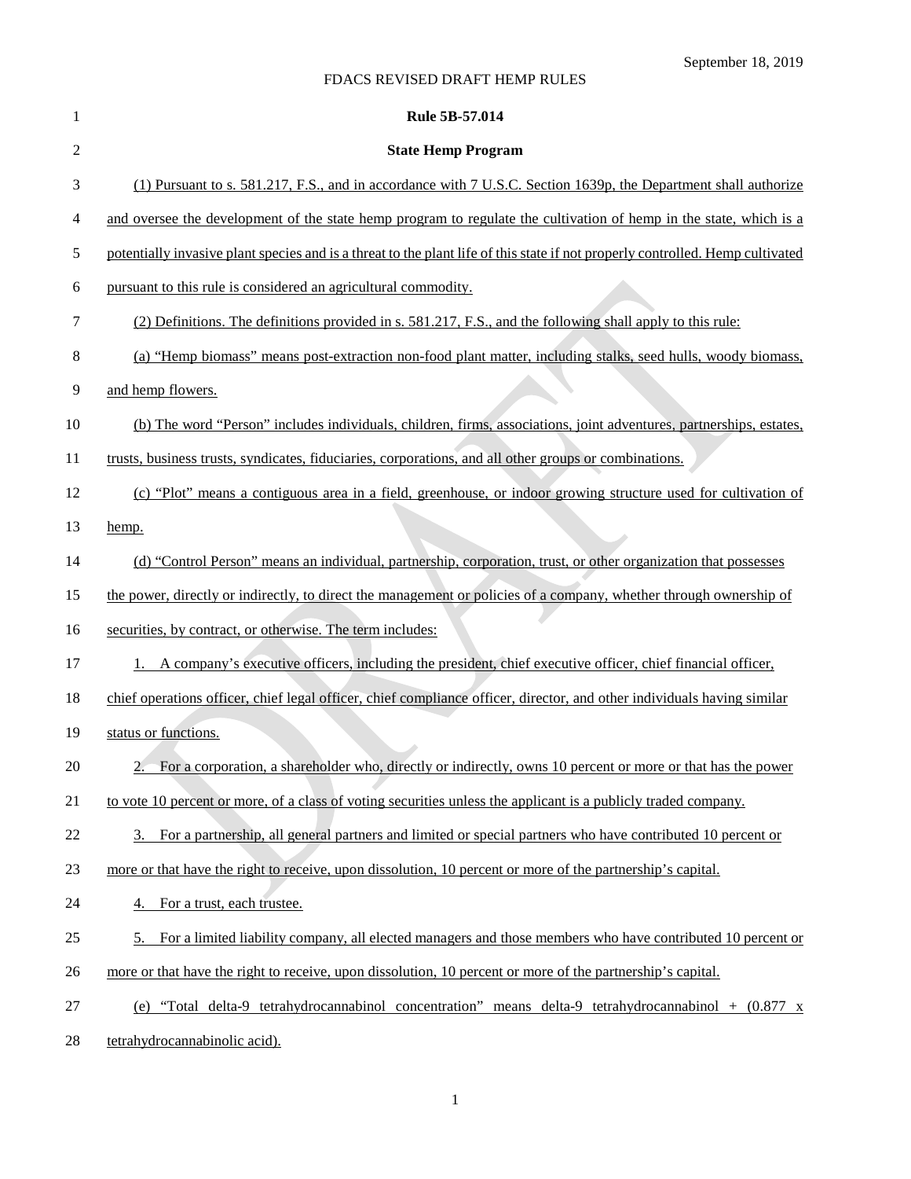**Rule 5B-57.014**

**State Hemp Program**

(1) Pursuant to s. 581.217, F.S., and in accordance with 7 U.S.C. Section 1639p, the Department shall authorize and oversee the development of the state hemp program to regulate the cultivation of hemp in the state, which is a potentially invasive plant species and is a threat to the plant life of this state if not properly controlled. Hemp cultivated pursuant to this rule is considered an agricultural commodity.

(2) Definitions. The definitions provided in s. 581.217, F.S., and the following shall apply to this rule:

(a) "Hemp biomass" means post-extraction non-food plant matter, including stalks, seed hulls, woody biomass, and hemp flowers.

(b) The word "Person" includes individuals, children, firms, associations, joint adventures, partnerships, estates, trusts, business trusts, syndicates, fiduciaries, corporations, and all other groups or combinations.

(c) "Plot" means a contiguous area in a field, greenhouse, or indoor growing structure used for cultivation of hemp.

(d) "Control Person" means an individual, partnership, corporation, trust, or other organization that possesses the power, directly or indirectly, to direct the management or policies of a company, whether through ownership of securities, by contract, or otherwise. The term includes:

1. A company's executive officers, including the president, chief executive officer, chief financial officer, chief operations officer, chief legal officer, chief compliance officer, director, and other individuals having similar status or functions.

2. For a corporation, a shareholder who, directly or indirectly, owns 10 percent or more or that has the power to vote 10 percent or more, of a class of voting securities unless the applicant is a publicly traded company.

3. For a partnership, all general partners and limited or special partners who have contributed 10 percent or more or that have the right to receive, upon dissolution, 10 percent or more of the partnership's capital.

4. For a trust, each trustee.

5. For a limited liability company, all elected managers and those members who have contributed 10 percent or more or that have the right to receive, upon dissolution, 10 percent or more of the partnership's capital.

(e) "Total delta-9 tetrahydrocannabinol concentration" means delta-9 tetrahydrocannabinol + (0.877 x tetrahydrocannabinolic acid).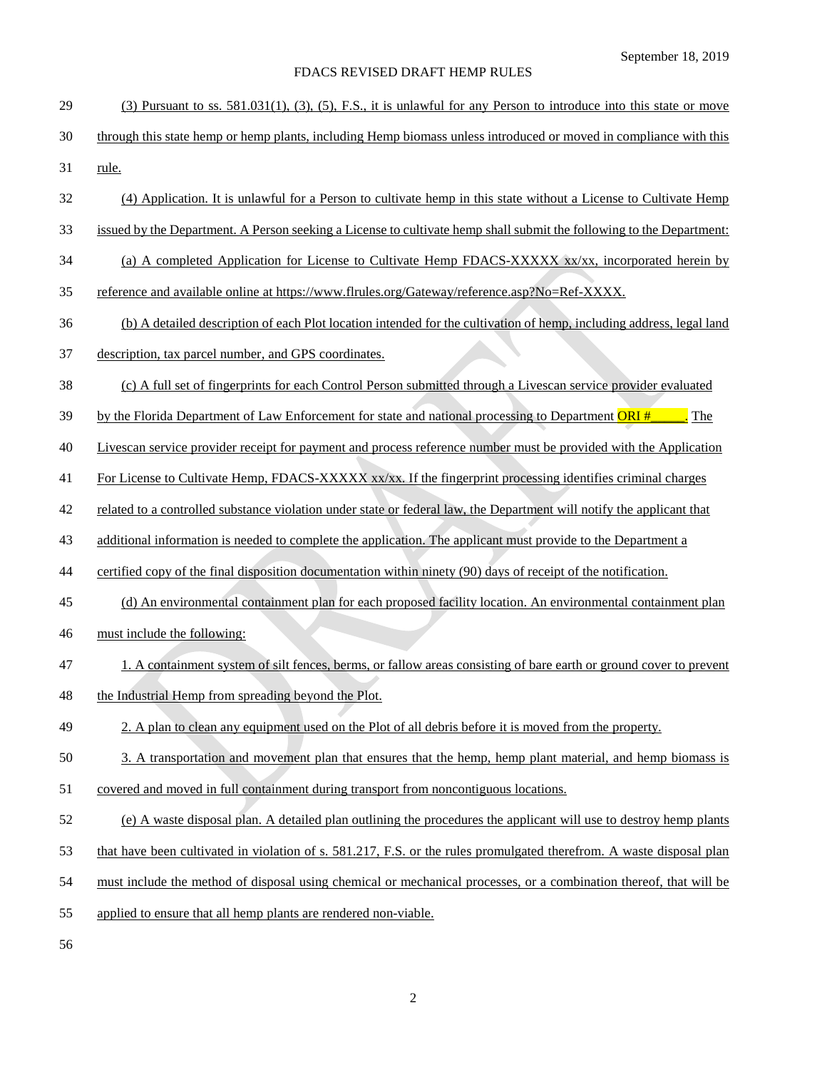(3) Pursuant to ss. 581.031(1), (3), (5), F.S., it is unlawful for any Person to introduce into this state or move through this state hemp or hemp plants, including Hemp biomass unless introduced or moved in compliance with this rule.

(4) Application. It is unlawful for a Person to cultivate hemp in this state without a License to Cultivate Hemp issued by the Department. A Person seeking a License to cultivate hemp shall submit the following to the Department:

(a) A completed Application for License to Cultivate Hemp FDACS-XXXXX xx/xx, incorporated herein by reference and available online at https://www.flrules.org/Gateway/reference.asp?No=Ref-XXXX.

(b) A detailed description of each Plot location intended for the cultivation of hemp, including address, legal land description, tax parcel number, and GPS coordinates.

(c) A full set of fingerprints for each Control Person submitted through a Livescan service provider evaluated by the Florida Department of Law Enforcement for state and national processing to Department ORI #_____. The Livescan service provider receipt for payment and process reference number must be provided with the Application For License to Cultivate Hemp, FDACS-XXXXX xx/xx. If the fingerprint processing identifies criminal charges related to a controlled substance violation under state or federal law, the Department will notify the applicant that additional information is needed to complete the application. The applicant must provide to the Department a certified copy of the final disposition documentation within ninety (90) days of receipt of the notification.

(d) An environmental containment plan for each proposed facility location. An environmental containment plan must include the following:

1. A containment system of silt fences, berms, or fallow areas consisting of bare earth or ground cover to prevent the Industrial Hemp from spreading beyond the Plot.

2. A plan to clean any equipment used on the Plot of all debris before it is moved from the property.

3. A transportation and movement plan that ensures that the hemp, hemp plant material, and hemp biomass is covered and moved in full containment during transport from noncontiguous locations.

(e) A waste disposal plan. A detailed plan outlining the procedures the applicant will use to destroy hemp plants that have been cultivated in violation of s. 581.217, F.S. or the rules promulgated therefrom. A waste disposal plan must include the method of disposal using chemical or mechanical processes, or a combination thereof, that will be applied to ensure that all hemp plants are rendered non-viable.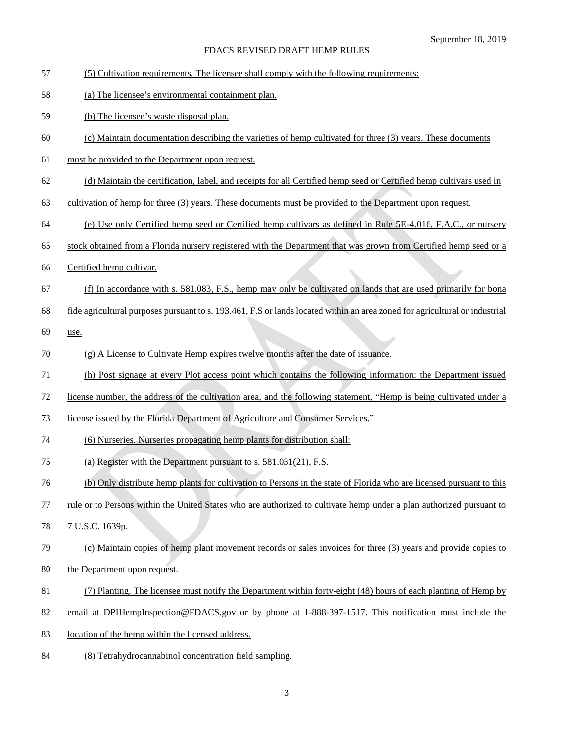(5) Cultivation requirements. The licensee shall comply with the following requirements:

(a) The licensee's environmental containment plan.

(b) The licensee's waste disposal plan.

(c) Maintain documentation describing the varieties of hemp cultivated for three (3) years. These documents must be provided to the Department upon request.

(d) Maintain the certification, label, and receipts for all Certified hemp seed or Certified hemp cultivars used in cultivation of hemp for three (3) years. These documents must be provided to the Department upon request.

(e) Use only Certified hemp seed or Certified hemp cultivars as defined in Rule 5E-4.016, F.A.C., or nursery stock obtained from a Florida nursery registered with the Department that was grown from Certified hemp seed or a Certified hemp cultivar.

(f) In accordance with s. 581.083, F.S., hemp may only be cultivated on lands that are used primarily for bona fide agricultural purposes pursuant to s. 193.461, F.S or lands located within an area zoned for agricultural or industrial use.

(g) A License to Cultivate Hemp expires twelve months after the date of issuance.

(h) Post signage at every Plot access point which contains the following information: the Department issued license number, the address of the cultivation area, and the following statement, "Hemp is being cultivated under a license issued by the Florida Department of Agriculture and Consumer Services."

(6) Nurseries. Nurseries propagating hemp plants for distribution shall:

(a) Register with the Department pursuant to s. 581.031(21), F.S.

(b) Only distribute hemp plants for cultivation to Persons in the state of Florida who are licensed pursuant to this rule or to Persons within the United States who are authorized to cultivate hemp under a plan authorized pursuant to 7 U.S.C. 1639p.

(c) Maintain copies of hemp plant movement records or sales invoices for three (3) years and provide copies to the Department upon request.

(7) Planting. The licensee must notify the Department within forty-eight (48) hours of each planting of Hemp by email at DPIHempInspection@FDACS.gov or by phone at 1-888-397-1517. This notification must include the location of the hemp within the licensed address.

(8) Tetrahydrocannabinol concentration field sampling.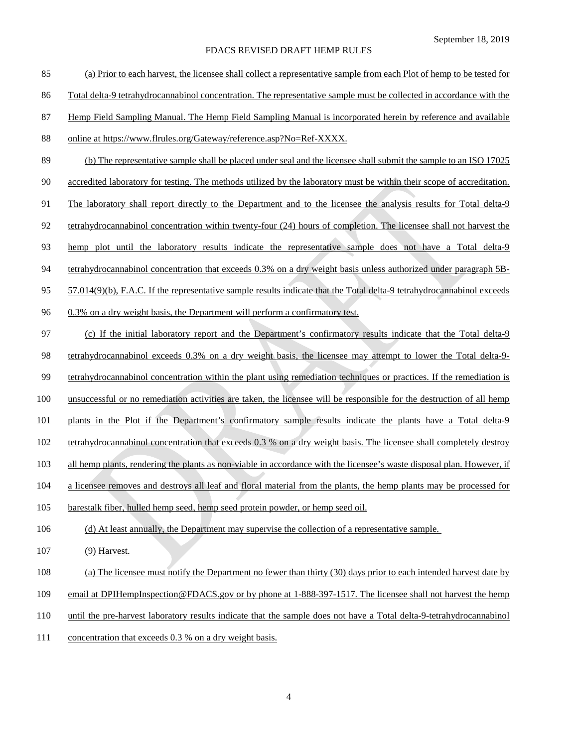(a) Prior to each harvest, the licensee shall collect a representative sample from each Plot of hemp to be tested for Total delta-9 tetrahydrocannabinol concentration. The representative sample must be collected in accordance with the Hemp Field Sampling Manual. The Hemp Field Sampling Manual is incorporated herein by reference and available online at https://www.flrules.org/Gateway/reference.asp?No=Ref-XXXX.

(b) The representative sample shall be placed under seal and the licensee shall submit the sample to an ISO 17025 accredited laboratory for testing. The methods utilized by the laboratory must be within their scope of accreditation. The laboratory shall report directly to the Department and to the licensee the analysis results for Total delta-9 tetrahydrocannabinol concentration within twenty-four (24) hours of completion. The licensee shall not harvest the hemp plot until the laboratory results indicate the representative sample does not have a Total delta-9 tetrahydrocannabinol concentration that exceeds 0.3% on a dry weight basis unless authorized under paragraph 5B-57.014(9)(b), F.A.C. If the representative sample results indicate that the Total delta-9 tetrahydrocannabinol exceeds 0.3% on a dry weight basis, the Department will perform a confirmatory test.

(c) If the initial laboratory report and the Department's confirmatory results indicate that the Total delta-9 tetrahydrocannabinol exceeds 0.3% on a dry weight basis, the licensee may attempt to lower the Total delta-9-tetrahydrocannabinol concentration within the plant using remediation techniques or practices. If the remediation is unsuccessful or no remediation activities are taken, the licensee will be responsible for the destruction of all hemp plants in the Plot if the Department's confirmatory sample results indicate the plants have a Total delta-9 tetrahydrocannabinol concentration that exceeds 0.3 % on a dry weight basis. The licensee shall completely destroy all hemp plants, rendering the plants as non-viable in accordance with the licensee's waste disposal plan. However, if a licensee removes and destroys all leaf and floral material from the plants, the hemp plants may be processed for barestalk fiber, hulled hemp seed, hemp seed protein powder, or hemp seed oil.

(d) At least annually, the Department may supervise the collection of a representative sample.

(9) Harvest.

(a) The licensee must notify the Department no fewer than thirty (30) days prior to each intended harvest date by email at DPIHempInspection@FDACS.gov or by phone at 1-888-397-1517. The licensee shall not harvest the hemp until the pre-harvest laboratory results indicate that the sample does not have a Total delta-9-tetrahydrocannabinol concentration that exceeds 0.3 % on a dry weight basis.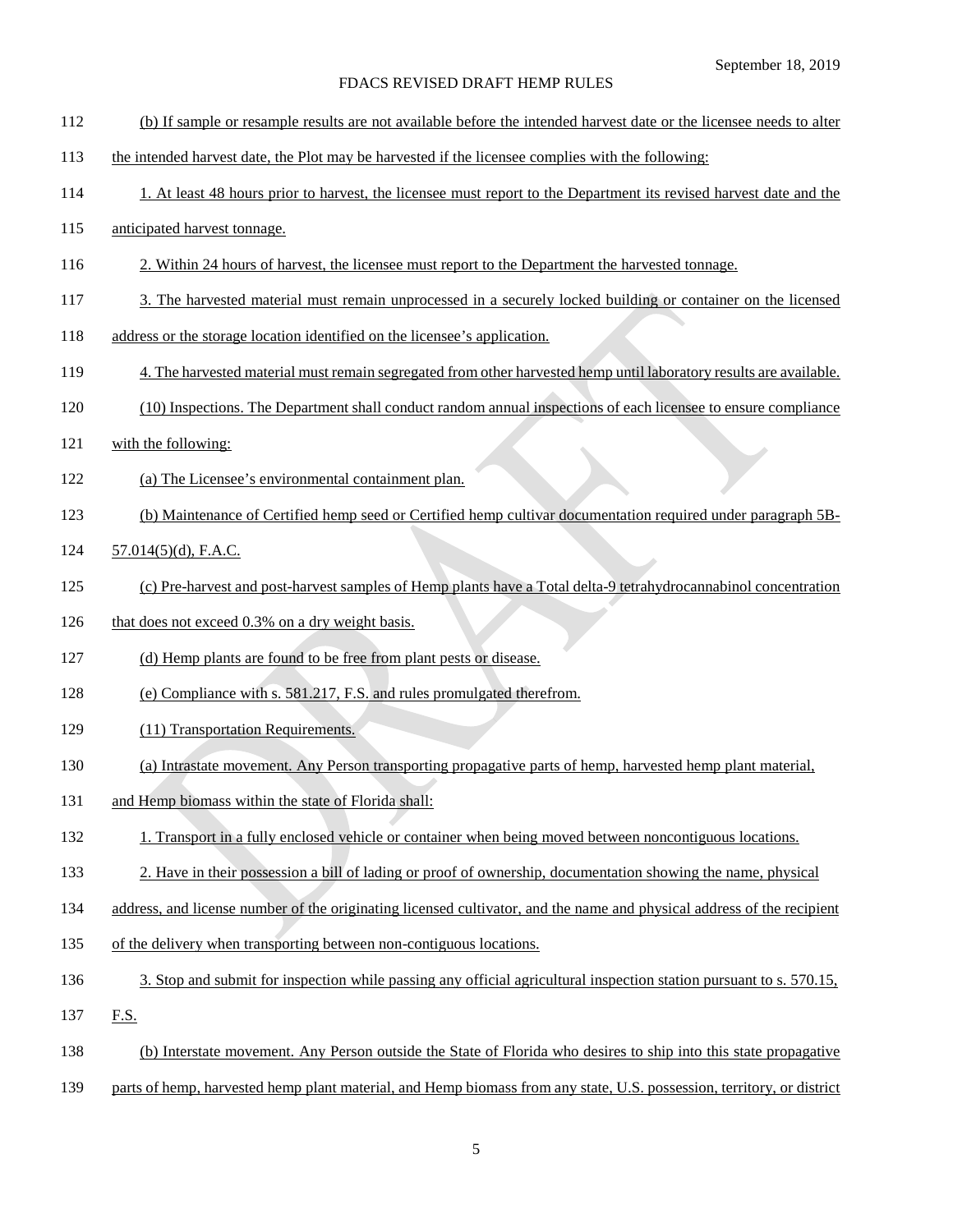(b) If sample or resample results are not available before the intended harvest date or the licensee needs to alter the intended harvest date, the Plot may be harvested if the licensee complies with the following:

1. At least 48 hours prior to harvest, the licensee must report to the Department its revised harvest date and the anticipated harvest tonnage.

2. Within 24 hours of harvest, the licensee must report to the Department the harvested tonnage.

3. The harvested material must remain unprocessed in a securely locked building or container on the licensed address or the storage location identified on the licensee's application.

4. The harvested material must remain segregated from other harvested hemp until laboratory results are available.

(10) Inspections. The Department shall conduct random annual inspections of each licensee to ensure compliance with the following:

(a) The Licensee's environmental containment plan.

(b) Maintenance of Certified hemp seed or Certified hemp cultivar documentation required under paragraph 5B-57.014(5)(d), F.A.C.

(c) Pre-harvest and post-harvest samples of Hemp plants have a Total delta-9 tetrahydrocannabinol concentration that does not exceed 0.3% on a dry weight basis.

(d) Hemp plants are found to be free from plant pests or disease.

(e) Compliance with s. 581.217, F.S. and rules promulgated therefrom.

(11) Transportation Requirements.

(a) Intrastate movement. Any Person transporting propagative parts of hemp, harvested hemp plant material, and Hemp biomass within the state of Florida shall:

1. Transport in a fully enclosed vehicle or container when being moved between noncontiguous locations.

2. Have in their possession a bill of lading or proof of ownership, documentation showing the name, physical address, and license number of the originating licensed cultivator, and the name and physical address of the recipient of the delivery when transporting between non-contiguous locations.

3. Stop and submit for inspection while passing any official agricultural inspection station pursuant to s. 570.15, F.S.

(b) Interstate movement. Any Person outside the State of Florida who desires to ship into this state propagative parts of hemp, harvested hemp plant material, and Hemp biomass from any state, U.S. possession, territory, or district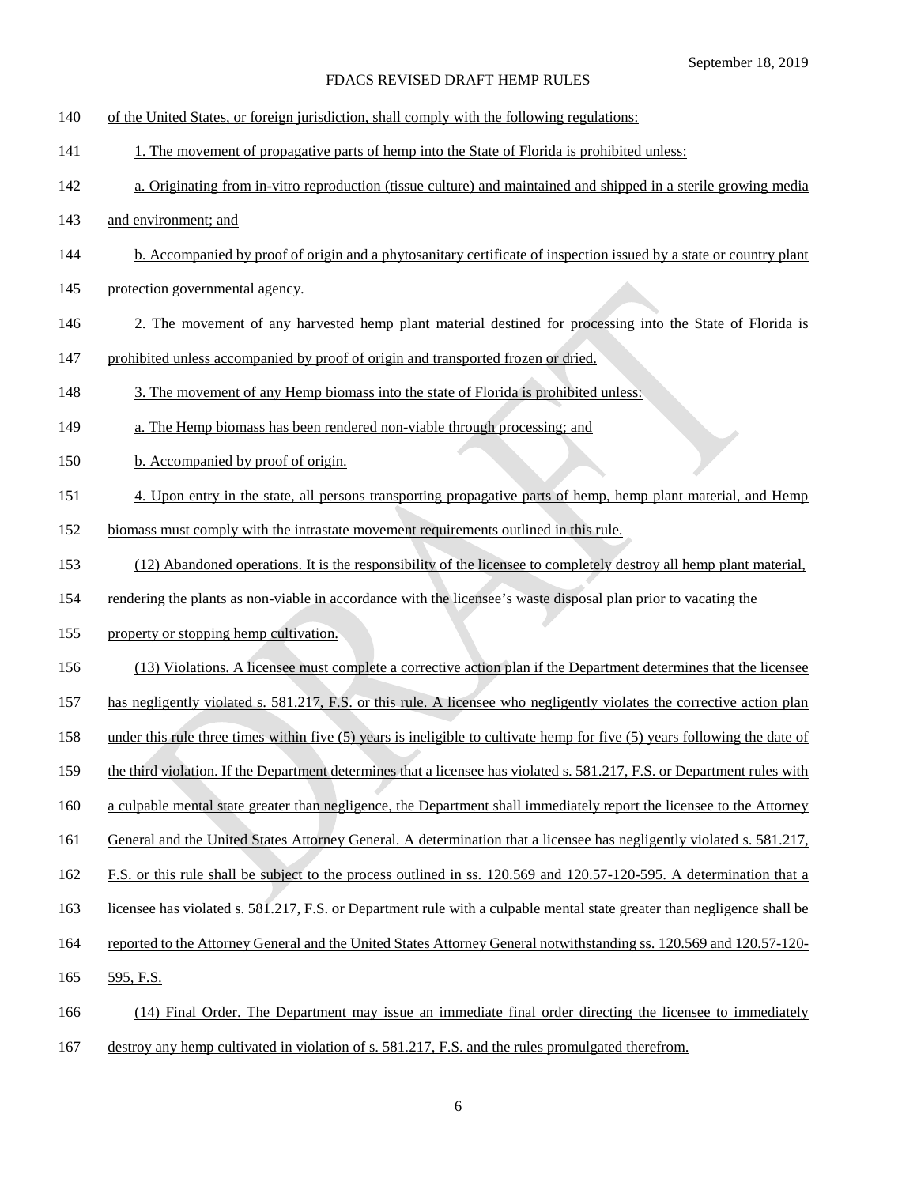of the United States, or foreign jurisdiction, shall comply with the following regulations:

1. The movement of propagative parts of hemp into the State of Florida is prohibited unless:

a. Originating from in-vitro reproduction (tissue culture) and maintained and shipped in a sterile growing media and environment; and

b. Accompanied by proof of origin and a phytosanitary certificate of inspection issued by a state or country plant protection governmental agency.

2. The movement of any harvested hemp plant material destined for processing into the State of Florida is prohibited unless accompanied by proof of origin and transported frozen or dried.

3. The movement of any Hemp biomass into the state of Florida is prohibited unless:

a. The Hemp biomass has been rendered non-viable through processing; and

b. Accompanied by proof of origin.

4. Upon entry in the state, all persons transporting propagative parts of hemp, hemp plant material, and Hemp biomass must comply with the intrastate movement requirements outlined in this rule.

(12) Abandoned operations. It is the responsibility of the licensee to completely destroy all hemp plant material, rendering the plants as non-viable in accordance with the licensee's waste disposal plan prior to vacating the property or stopping hemp cultivation.

(13) Violations. A licensee must complete a corrective action plan if the Department determines that the licensee has negligently violated s. 581.217, F.S. or this rule. A licensee who negligently violates the corrective action plan under this rule three times within five (5) years is ineligible to cultivate hemp for five (5) years following the date of the third violation. If the Department determines that a licensee has violated s. 581.217, F.S. or Department rules with a culpable mental state greater than negligence, the Department shall immediately report the licensee to the Attorney General and the United States Attorney General. A determination that a licensee has negligently violated s. 581.217, F.S. or this rule shall be subject to the process outlined in ss. 120.569 and 120.57-120-595. A determination that a licensee has violated s. 581.217, F.S. or Department rule with a culpable mental state greater than negligence shall be reported to the Attorney General and the United States Attorney General notwithstanding ss. 120.569 and 120.57-120-595, F.S.

(14) Final Order. The Department may issue an immediate final order directing the licensee to immediately destroy any hemp cultivated in violation of s. 581.217, F.S. and the rules promulgated therefrom.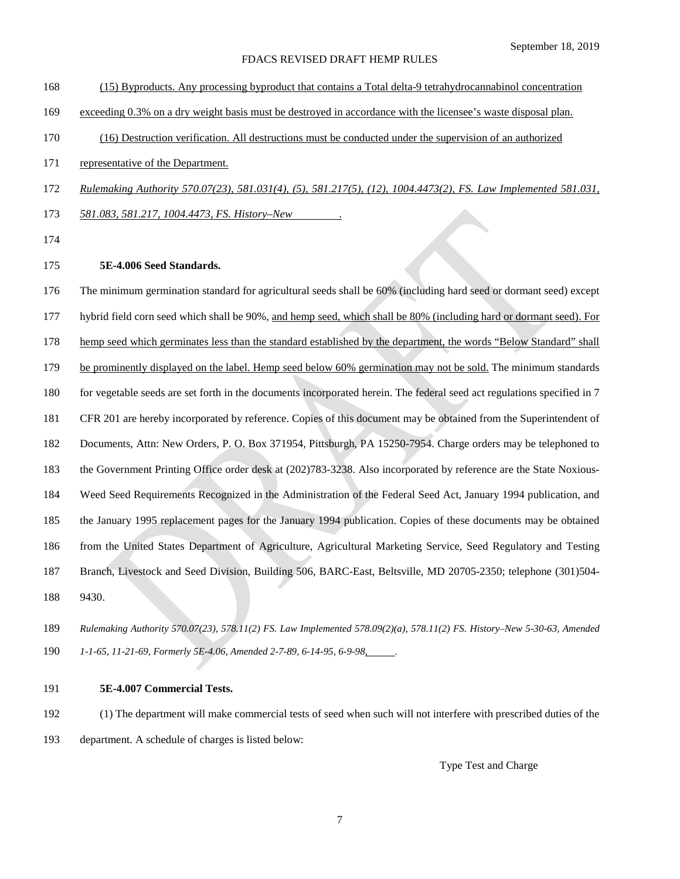(15) Byproducts. Any processing byproduct that contains a Total delta-9 tetrahydrocannabinol concentration exceeding 0.3% on a dry weight basis must be destroyed in accordance with the licensee's waste disposal plan.

(16) Destruction verification. All destructions must be conducted under the supervision of an authorized representative of the Department.

*Rulemaking Authority 570.07(23), 581.031(4), (5), 581.217(5), (12), 1004.4473(2), FS. Law Implemented 581.031, 581.083, 581.217, 1004.4473, FS. History–New ________.*

**5E-4.006 Seed Standards.**

The minimum germination standard for agricultural seeds shall be 60% (including hard seed or dormant seed) except hybrid field corn seed which shall be 90%, and hemp seed, which shall be 80% (including hard or dormant seed). For hemp seed which germinates less than the standard established by the department, the words "Below Standard" shall be prominently displayed on the label. Hemp seed below 60% germination may not be sold. The minimum standards for vegetable seeds are set forth in the documents incorporated herein. The federal seed act regulations specified in 7 CFR 201 are hereby incorporated by reference. Copies of this document may be obtained from the Superintendent of Documents, Attn: New Orders, P. O. Box 371954, Pittsburgh, PA 15250-7954. Charge orders may be telephoned to the Government Printing Office order desk at (202)783-3238. Also incorporated by reference are the State Noxious-Weed Seed Requirements Recognized in the Administration of the Federal Seed Act, January 1994 publication, and the January 1995 replacement pages for the January 1994 publication. Copies of these documents may be obtained from the United States Department of Agriculture, Agricultural Marketing Service, Seed Regulatory and Testing Branch, Livestock and Seed Division, Building 506, BARC-East, Beltsville, MD 20705-2350; telephone (301)504-9430.

*Rulemaking Authority 570.07(23), 578.11(2) FS. Law Implemented 578.09(2)(a), 578.11(2) FS. History–New 5-30-63, Amended 1-1-65, 11-21-69, Formerly 5E-4.06, Amended 2-7-89, 6-14-95, 6-9-98, ______.*

**5E-4.007 Commercial Tests.**

(1) The department will make commercial tests of seed when such will not interfere with prescribed duties of the department. A schedule of charges is listed below:

Type Test and Charge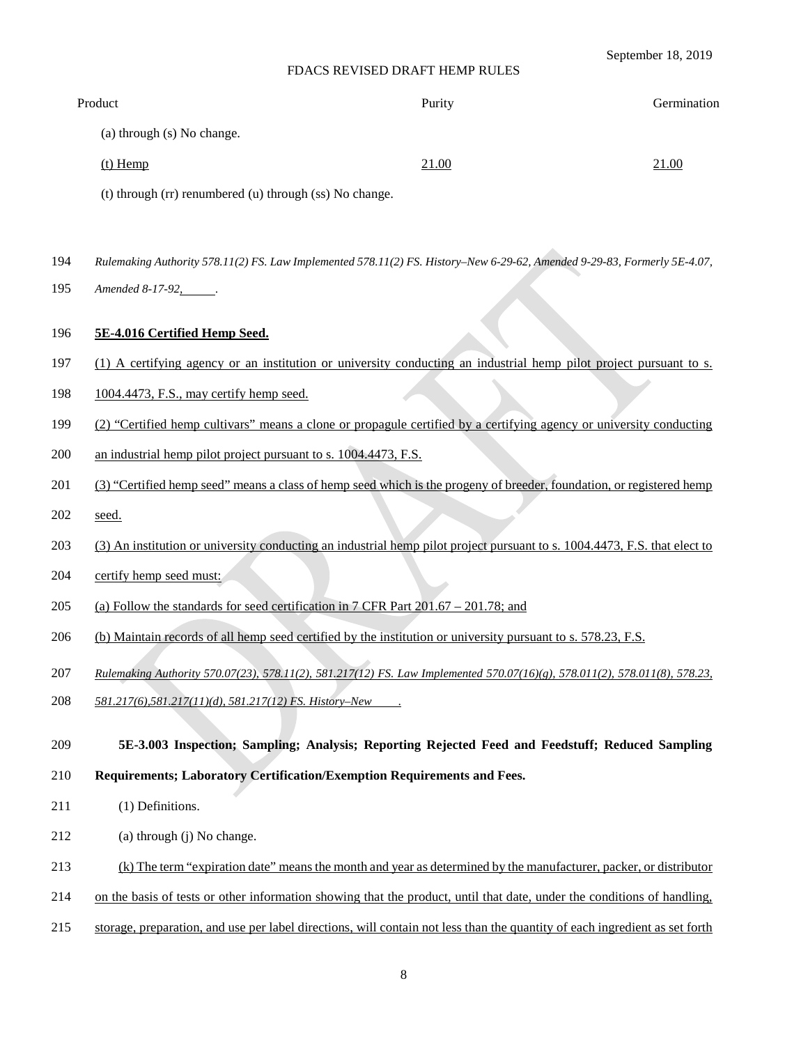| Product | Purity | Germination |
|---|---|---|
| (a) through (s) No change. | | |
| <u>(t) Hemp</u> | <u>21.00</u> | <u>21.00</u> |
| (t) through (rr) renumbered (u) through (ss) No change. | | |

*Rulemaking Authority 578.11(2) FS. Law Implemented 578.11(2) FS. History–New 6-29-62, Amended 9-29-83, Formerly 5E-4.07, Amended 8-17-92,\_\_\_\_\_.*

**<u>5E-4.016 Certified Hemp Seed.</u>**

<u>(1) A certifying agency or an institution or university conducting an industrial hemp pilot project pursuant to s. 1004.4473, F.S., may certify hemp seed.</u>

<u>(2) "Certified hemp cultivars" means a clone or propagule certified by a certifying agency or university conducting an industrial hemp pilot project pursuant to s. 1004.4473, F.S.</u>

<u>(3) "Certified hemp seed" means a class of hemp seed which is the progeny of breeder, foundation, or registered hemp seed.</u>

<u>(3) An institution or university conducting an industrial hemp pilot project pursuant to s. 1004.4473, F.S. that elect to certify hemp seed must:</u>

<u>(a) Follow the standards for seed certification in 7 CFR Part 201.67 – 201.78; and</u>

<u>(b) Maintain records of all hemp seed certified by the institution or university pursuant to s. 578.23, F.S.</u>

*<u>Rulemaking Authority 570.07(23), 578.11(2), 581.217(12) FS. Law Implemented 570.07(16)(g), 578.011(2), 578.011(8), 578.23, 581.217(6),581.217(11)(d), 581.217(12) FS. History–New \_\_\_\_.</u>*

**5E-3.003 Inspection; Sampling; Analysis; Reporting Rejected Feed and Feedstuff; Reduced Sampling Requirements; Laboratory Certification/Exemption Requirements and Fees.**

(1) Definitions.

(a) through (j) No change.

<u>(k) The term "expiration date" means the month and year as determined by the manufacturer, packer, or distributor on the basis of tests or other information showing that the product, until that date, under the conditions of handling, storage, preparation, and use per label directions, will contain not less than the quantity of each ingredient as set forth</u>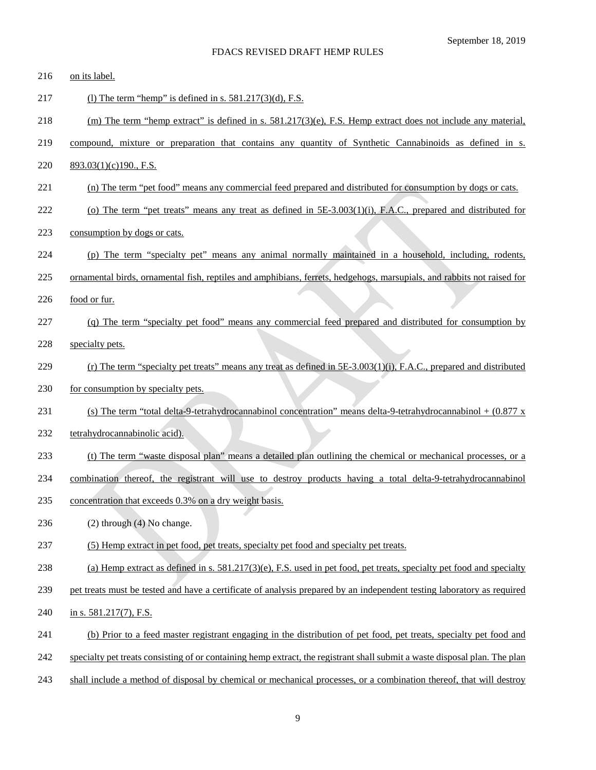on its label.

(l) The term "hemp" is defined in s. 581.217(3)(d), F.S.

(m) The term "hemp extract" is defined in s. 581.217(3)(e), F.S. Hemp extract does not include any material, compound, mixture or preparation that contains any quantity of Synthetic Cannabinoids as defined in s. 893.03(1)(c)190., F.S.

(n) The term "pet food" means any commercial feed prepared and distributed for consumption by dogs or cats.

(o) The term "pet treats" means any treat as defined in 5E-3.003(1)(i), F.A.C., prepared and distributed for consumption by dogs or cats.

(p) The term "specialty pet" means any animal normally maintained in a household, including, rodents, ornamental birds, ornamental fish, reptiles and amphibians, ferrets, hedgehogs, marsupials, and rabbits not raised for food or fur.

(q) The term "specialty pet food" means any commercial feed prepared and distributed for consumption by specialty pets.

(r) The term "specialty pet treats" means any treat as defined in 5E-3.003(1)(i), F.A.C., prepared and distributed for consumption by specialty pets.

(s) The term "total delta-9-tetrahydrocannabinol concentration" means delta-9-tetrahydrocannabinol + (0.877 x tetrahydrocannabinolic acid).

(t) The term "waste disposal plan" means a detailed plan outlining the chemical or mechanical processes, or a combination thereof, the registrant will use to destroy products having a total delta-9-tetrahydrocannabinol concentration that exceeds 0.3% on a dry weight basis.

(2) through (4) No change.

(5) Hemp extract in pet food, pet treats, specialty pet food and specialty pet treats.

(a) Hemp extract as defined in s. 581.217(3)(e), F.S. used in pet food, pet treats, specialty pet food and specialty pet treats must be tested and have a certificate of analysis prepared by an independent testing laboratory as required in s. 581.217(7), F.S.

(b) Prior to a feed master registrant engaging in the distribution of pet food, pet treats, specialty pet food and specialty pet treats consisting of or containing hemp extract, the registrant shall submit a waste disposal plan. The plan shall include a method of disposal by chemical or mechanical processes, or a combination thereof, that will destroy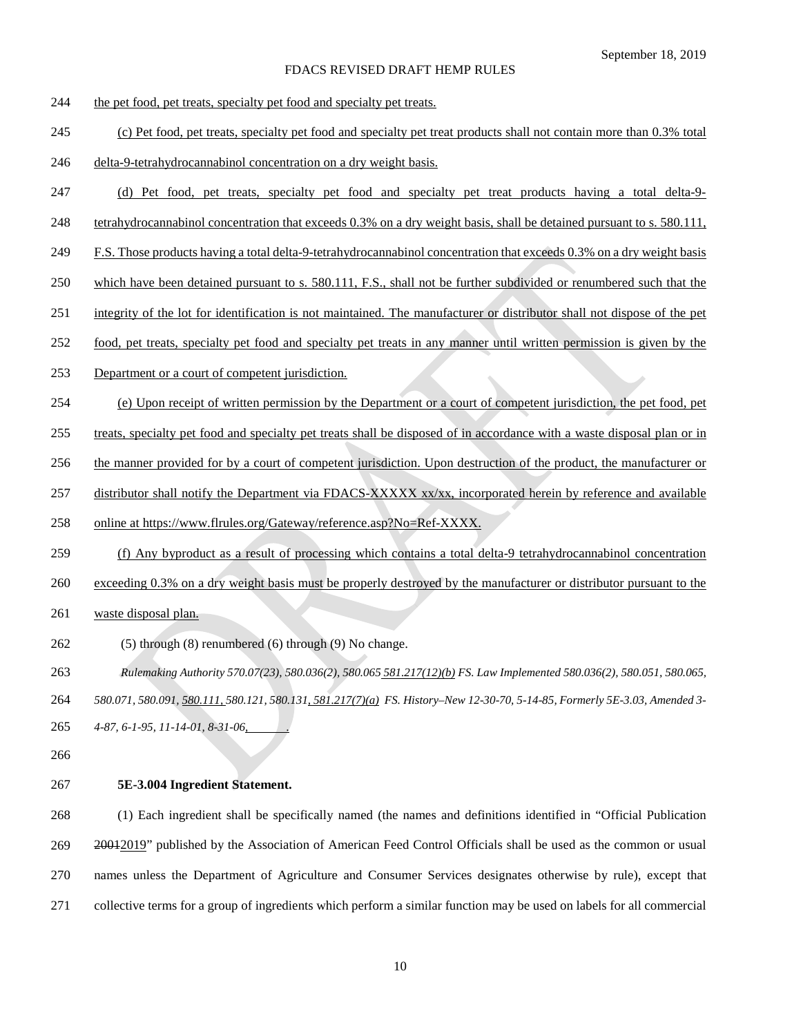the pet food, pet treats, specialty pet food and specialty pet treats.

(c) Pet food, pet treats, specialty pet food and specialty pet treat products shall not contain more than 0.3% total delta-9-tetrahydrocannabinol concentration on a dry weight basis.

(d) Pet food, pet treats, specialty pet food and specialty pet treat products having a total delta-9-tetrahydrocannabinol concentration that exceeds 0.3% on a dry weight basis, shall be detained pursuant to s. 580.111, F.S. Those products having a total delta-9-tetrahydrocannabinol concentration that exceeds 0.3% on a dry weight basis which have been detained pursuant to s. 580.111, F.S., shall not be further subdivided or renumbered such that the integrity of the lot for identification is not maintained. The manufacturer or distributor shall not dispose of the pet food, pet treats, specialty pet food and specialty pet treats in any manner until written permission is given by the Department or a court of competent jurisdiction.

(e) Upon receipt of written permission by the Department or a court of competent jurisdiction, the pet food, pet treats, specialty pet food and specialty pet treats shall be disposed of in accordance with a waste disposal plan or in the manner provided for by a court of competent jurisdiction. Upon destruction of the product, the manufacturer or distributor shall notify the Department via FDACS-XXXXX xx/xx, incorporated herein by reference and available online at https://www.flrules.org/Gateway/reference.asp?No=Ref-XXXX.

(f) Any byproduct as a result of processing which contains a total delta-9 tetrahydrocannabinol concentration exceeding 0.3% on a dry weight basis must be properly destroyed by the manufacturer or distributor pursuant to the waste disposal plan.

(5) through (8) renumbered (6) through (9) No change.

*Rulemaking Authority 570.07(23), 580.036(2), 580.065 581.217(12)(b) FS. Law Implemented 580.036(2), 580.051, 580.065, 580.071, 580.091, 580.111, 580.121, 580.131, 581.217(7)(a) FS. History–New 12-30-70, 5-14-85, Formerly 5E-3.03, Amended 3-4-87, 6-1-95, 11-14-01, 8-31-06, \_\_\_\_\_\_.*

**5E-3.004 Ingredient Statement.**

(1) Each ingredient shall be specifically named (the names and definitions identified in "Official Publication ~~2001~~2019" published by the Association of American Feed Control Officials shall be used as the common or usual names unless the Department of Agriculture and Consumer Services designates otherwise by rule), except that collective terms for a group of ingredients which perform a similar function may be used on labels for all commercial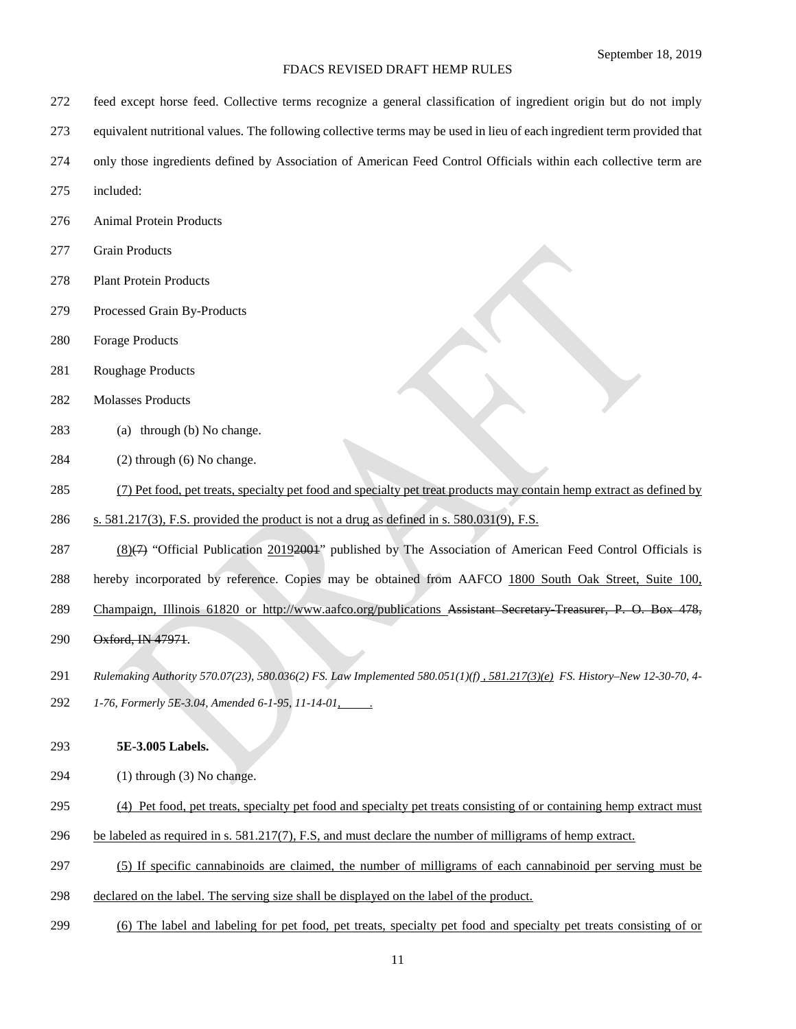feed except horse feed. Collective terms recognize a general classification of ingredient origin but do not imply equivalent nutritional values. The following collective terms may be used in lieu of each ingredient term provided that only those ingredients defined by Association of American Feed Control Officials within each collective term are included:

Animal Protein Products

Grain Products

Plant Protein Products

Processed Grain By-Products

Forage Products

Roughage Products

Molasses Products

(a) through (b) No change.

(2) through (6) No change.

<u>(7) Pet food, pet treats, specialty pet food and specialty pet treat products may contain hemp extract as defined by s. 581.217(3), F.S. provided the product is not a drug as defined in s. 580.031(9), F.S.</u>

<u>(8)</u>~~(7)~~ "Official Publication <u>2019</u>~~2001~~" published by The Association of American Feed Control Officials is hereby incorporated by reference. Copies may be obtained from AAFCO <u>1800 South Oak Street, Suite 100, Champaign, Illinois 61820 or http://www.aafco.org/publications</u> ~~Assistant Secretary-Treasurer, P. O. Box 478, Oxford, IN 47971~~.

*Rulemaking Authority 570.07(23), 580.036(2) FS. Law Implemented 580.051(1)(f)<u>, 581.217(3)(e)</u> FS. History–New 12-30-70, 4-1-76, Formerly 5E-3.04, Amended 6-1-95, 11-14-01,<u>      </u>.*

**5E-3.005 Labels.**

(1) through (3) No change.

<u>(4) Pet food, pet treats, specialty pet food and specialty pet treats consisting of or containing hemp extract must be labeled as required in s. 581.217(7), F.S, and must declare the number of milligrams of hemp extract.</u>

<u>(5) If specific cannabinoids are claimed, the number of milligrams of each cannabinoid per serving must be declared on the label. The serving size shall be displayed on the label of the product.</u>

<u>(6) The label and labeling for pet food, pet treats, specialty pet food and specialty pet treats consisting of or</u>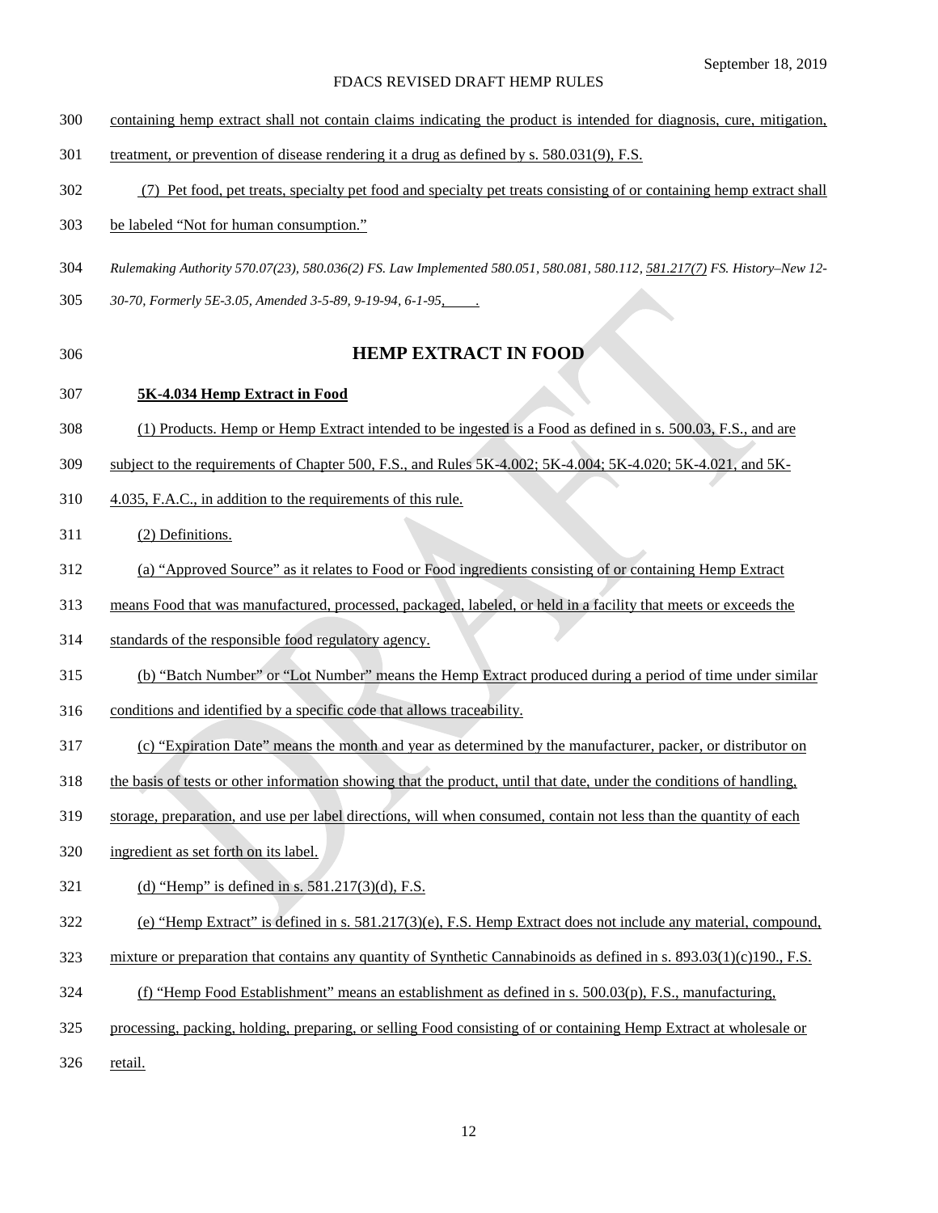containing hemp extract shall not contain claims indicating the product is intended for diagnosis, cure, mitigation, treatment, or prevention of disease rendering it a drug as defined by s. 580.031(9), F.S.

(7) Pet food, pet treats, specialty pet food and specialty pet treats consisting of or containing hemp extract shall be labeled "Not for human consumption."

*Rulemaking Authority 570.07(23), 580.036(2) FS. Law Implemented 580.051, 580.081, 580.112, 581.217(7) FS. History–New 12-30-70, Formerly 5E-3.05, Amended 3-5-89, 9-19-94, 6-1-95, \_\_\_\_.*

## HEMP EXTRACT IN FOOD

**5K-4.034 Hemp Extract in Food**

(1) Products. Hemp or Hemp Extract intended to be ingested is a Food as defined in s. 500.03, F.S., and are subject to the requirements of Chapter 500, F.S., and Rules 5K-4.002; 5K-4.004; 5K-4.020; 5K-4.021, and 5K-4.035, F.A.C., in addition to the requirements of this rule.

(2) Definitions.

(a) "Approved Source" as it relates to Food or Food ingredients consisting of or containing Hemp Extract means Food that was manufactured, processed, packaged, labeled, or held in a facility that meets or exceeds the standards of the responsible food regulatory agency.

(b) "Batch Number" or "Lot Number" means the Hemp Extract produced during a period of time under similar conditions and identified by a specific code that allows traceability.

(c) "Expiration Date" means the month and year as determined by the manufacturer, packer, or distributor on the basis of tests or other information showing that the product, until that date, under the conditions of handling, storage, preparation, and use per label directions, will when consumed, contain not less than the quantity of each ingredient as set forth on its label.

(d) "Hemp" is defined in s. 581.217(3)(d), F.S.

(e) "Hemp Extract" is defined in s. 581.217(3)(e), F.S. Hemp Extract does not include any material, compound, mixture or preparation that contains any quantity of Synthetic Cannabinoids as defined in s. 893.03(1)(c)190., F.S.

(f) "Hemp Food Establishment" means an establishment as defined in s. 500.03(p), F.S., manufacturing, processing, packing, holding, preparing, or selling Food consisting of or containing Hemp Extract at wholesale or retail.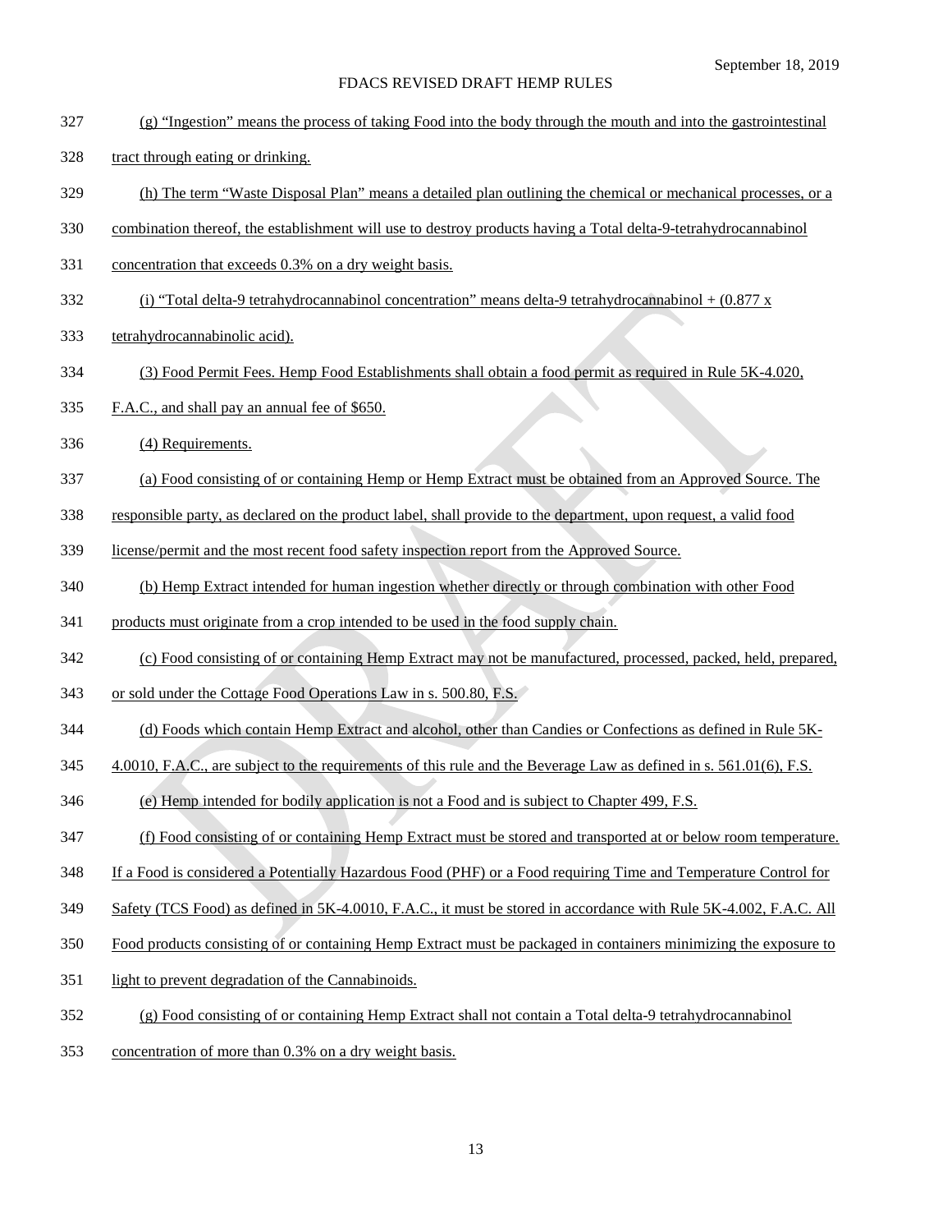(g) "Ingestion" means the process of taking Food into the body through the mouth and into the gastrointestinal tract through eating or drinking.

(h) The term "Waste Disposal Plan" means a detailed plan outlining the chemical or mechanical processes, or a combination thereof, the establishment will use to destroy products having a Total delta-9-tetrahydrocannabinol concentration that exceeds 0.3% on a dry weight basis.

(i) "Total delta-9 tetrahydrocannabinol concentration" means delta-9 tetrahydrocannabinol + (0.877 x tetrahydrocannabinolic acid).

(3) Food Permit Fees. Hemp Food Establishments shall obtain a food permit as required in Rule 5K-4.020, F.A.C., and shall pay an annual fee of $650.

(4) Requirements.

(a) Food consisting of or containing Hemp or Hemp Extract must be obtained from an Approved Source. The responsible party, as declared on the product label, shall provide to the department, upon request, a valid food license/permit and the most recent food safety inspection report from the Approved Source.

(b) Hemp Extract intended for human ingestion whether directly or through combination with other Food products must originate from a crop intended to be used in the food supply chain.

(c) Food consisting of or containing Hemp Extract may not be manufactured, processed, packed, held, prepared, or sold under the Cottage Food Operations Law in s. 500.80, F.S.

(d) Foods which contain Hemp Extract and alcohol, other than Candies or Confections as defined in Rule 5K-4.0010, F.A.C., are subject to the requirements of this rule and the Beverage Law as defined in s. 561.01(6), F.S.

(e) Hemp intended for bodily application is not a Food and is subject to Chapter 499, F.S.

(f) Food consisting of or containing Hemp Extract must be stored and transported at or below room temperature. If a Food is considered a Potentially Hazardous Food (PHF) or a Food requiring Time and Temperature Control for Safety (TCS Food) as defined in 5K-4.0010, F.A.C., it must be stored in accordance with Rule 5K-4.002, F.A.C. All Food products consisting of or containing Hemp Extract must be packaged in containers minimizing the exposure to light to prevent degradation of the Cannabinoids.

(g) Food consisting of or containing Hemp Extract shall not contain a Total delta-9 tetrahydrocannabinol concentration of more than 0.3% on a dry weight basis.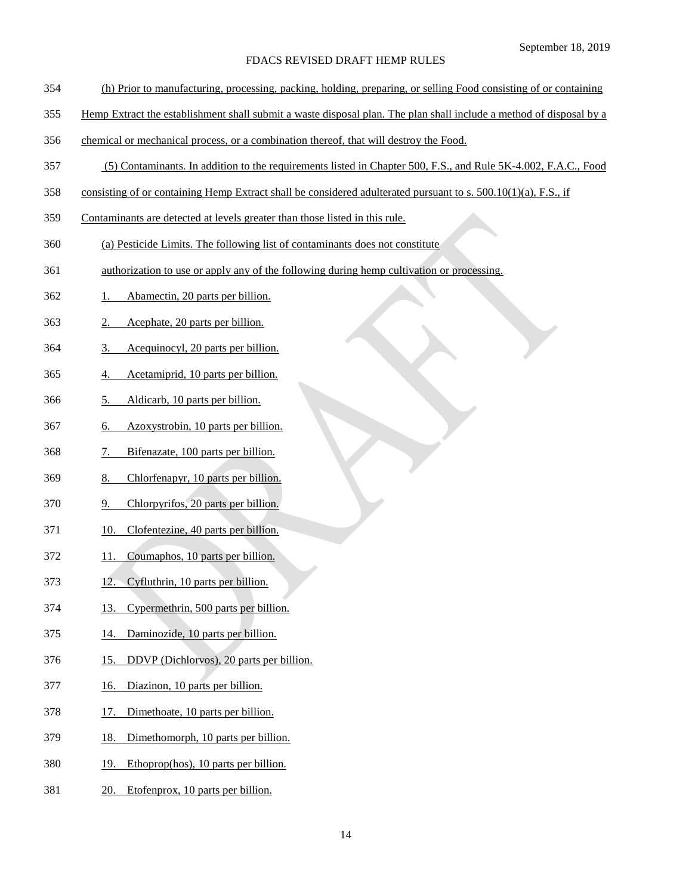(h) Prior to manufacturing, processing, packing, holding, preparing, or selling Food consisting of or containing Hemp Extract the establishment shall submit a waste disposal plan. The plan shall include a method of disposal by a chemical or mechanical process, or a combination thereof, that will destroy the Food.

(5) Contaminants. In addition to the requirements listed in Chapter 500, F.S., and Rule 5K-4.002, F.A.C., Food consisting of or containing Hemp Extract shall be considered adulterated pursuant to s. 500.10(1)(a), F.S., if Contaminants are detected at levels greater than those listed in this rule.

(a) Pesticide Limits. The following list of contaminants does not constitute authorization to use or apply any of the following during hemp cultivation or processing.

1. Abamectin, 20 parts per billion.
2. Acephate, 20 parts per billion.
3. Acequinocyl, 20 parts per billion.
4. Acetamiprid, 10 parts per billion.
5. Aldicarb, 10 parts per billion.
6. Azoxystrobin, 10 parts per billion.
7. Bifenazate, 100 parts per billion.
8. Chlorfenapyr, 10 parts per billion.
9. Chlorpyrifos, 20 parts per billion.
10. Clofentezine, 40 parts per billion.
11. Coumaphos, 10 parts per billion.
12. Cyfluthrin, 10 parts per billion.
13. Cypermethrin, 500 parts per billion.
14. Daminozide, 10 parts per billion.
15. DDVP (Dichlorvos), 20 parts per billion.
16. Diazinon, 10 parts per billion.
17. Dimethoate, 10 parts per billion.
18. Dimethomorph, 10 parts per billion.
19. Ethoprop(hos), 10 parts per billion.
20. Etofenprox, 10 parts per billion.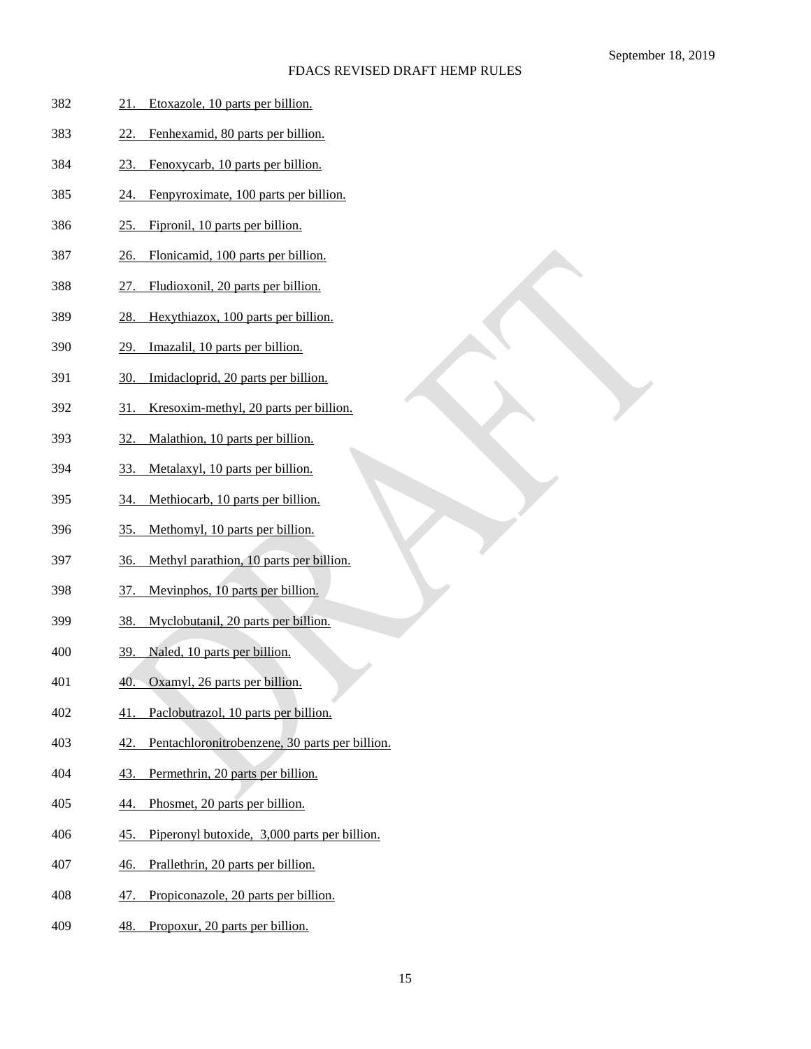21. Etoxazole, 10 parts per billion.
22. Fenhexamid, 80 parts per billion.
23. Fenoxycarb, 10 parts per billion.
24. Fenpyroximate, 100 parts per billion.
25. Fipronil, 10 parts per billion.
26. Flonicamid, 100 parts per billion.
27. Fludioxonil, 20 parts per billion.
28. Hexythiazox, 100 parts per billion.
29. Imazalil, 10 parts per billion.
30. Imidacloprid, 20 parts per billion.
31. Kresoxim-methyl, 20 parts per billion.
32. Malathion, 10 parts per billion.
33. Metalaxyl, 10 parts per billion.
34. Methiocarb, 10 parts per billion.
35. Methomyl, 10 parts per billion.
36. Methyl parathion, 10 parts per billion.
37. Mevinphos, 10 parts per billion.
38. Myclobutanil, 20 parts per billion.
39. Naled, 10 parts per billion.
40. Oxamyl, 26 parts per billion.
41. Paclobutrazol, 10 parts per billion.
42. Pentachloronitrobenzene, 30 parts per billion.
43. Permethrin, 20 parts per billion.
44. Phosmet, 20 parts per billion.
45. Piperonyl butoxide, 3,000 parts per billion.
46. Prallethrin, 20 parts per billion.
47. Propiconazole, 20 parts per billion.
48. Propoxur, 20 parts per billion.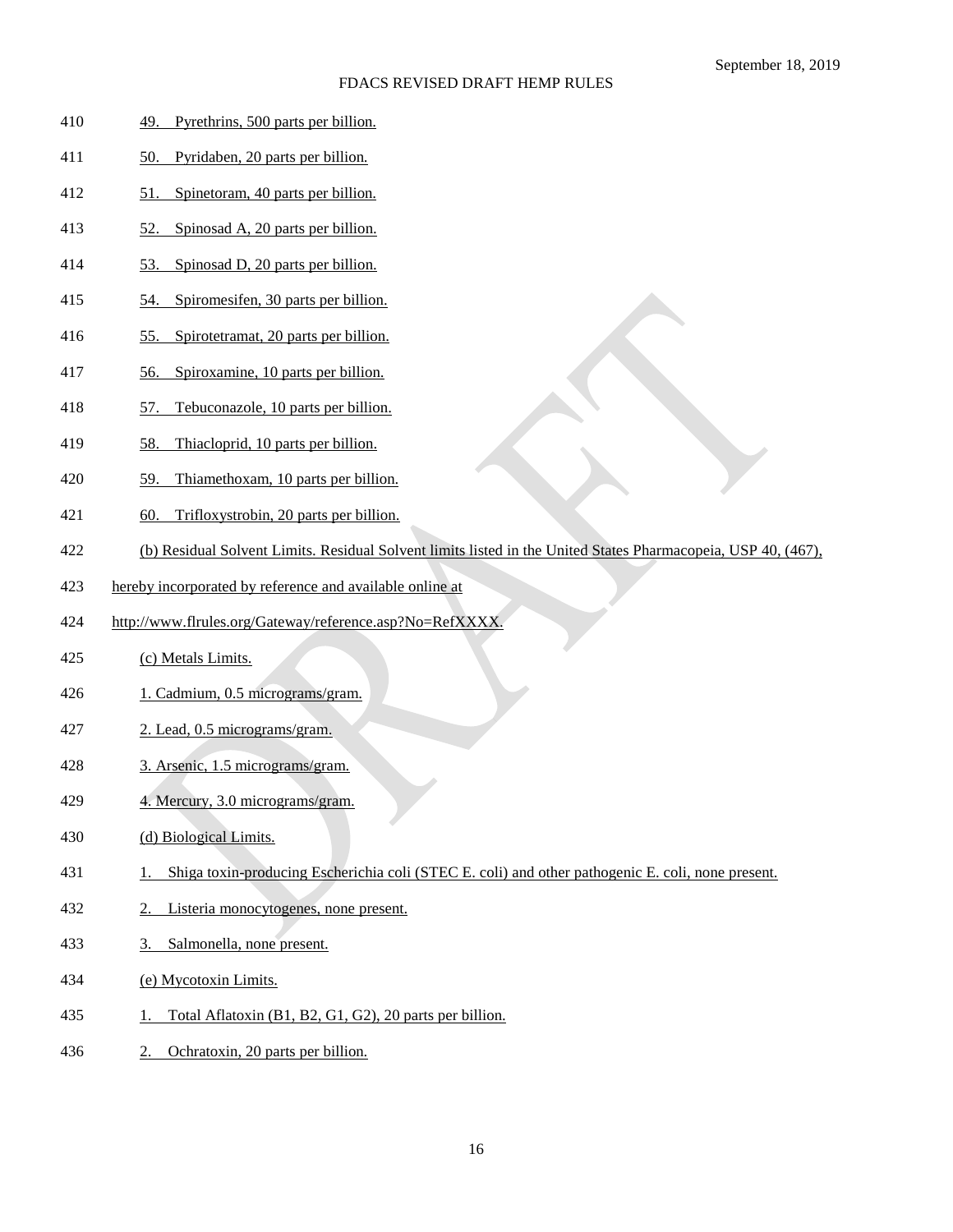49. Pyrethrins, 500 parts per billion.

50. Pyridaben, 20 parts per billion.

51. Spinetoram, 40 parts per billion.

52. Spinosad A, 20 parts per billion.

53. Spinosad D, 20 parts per billion.

54. Spiromesifen, 30 parts per billion.

55. Spirotetramat, 20 parts per billion.

56. Spiroxamine, 10 parts per billion.

57. Tebuconazole, 10 parts per billion.

58. Thiacloprid, 10 parts per billion.

59. Thiamethoxam, 10 parts per billion.

60. Trifloxystrobin, 20 parts per billion.

(b) Residual Solvent Limits. Residual Solvent limits listed in the United States Pharmacopeia, USP 40, (467), hereby incorporated by reference and available online at http://www.flrules.org/Gateway/reference.asp?No=RefXXXX.

(c) Metals Limits.

1. Cadmium, 0.5 micrograms/gram.

2. Lead, 0.5 micrograms/gram.

3. Arsenic, 1.5 micrograms/gram.

4. Mercury, 3.0 micrograms/gram.

(d) Biological Limits.

1. Shiga toxin-producing Escherichia coli (STEC E. coli) and other pathogenic E. coli, none present.

2. Listeria monocytogenes, none present.

3. Salmonella, none present.

(e) Mycotoxin Limits.

1. Total Aflatoxin (B1, B2, G1, G2), 20 parts per billion.

2. Ochratoxin, 20 parts per billion.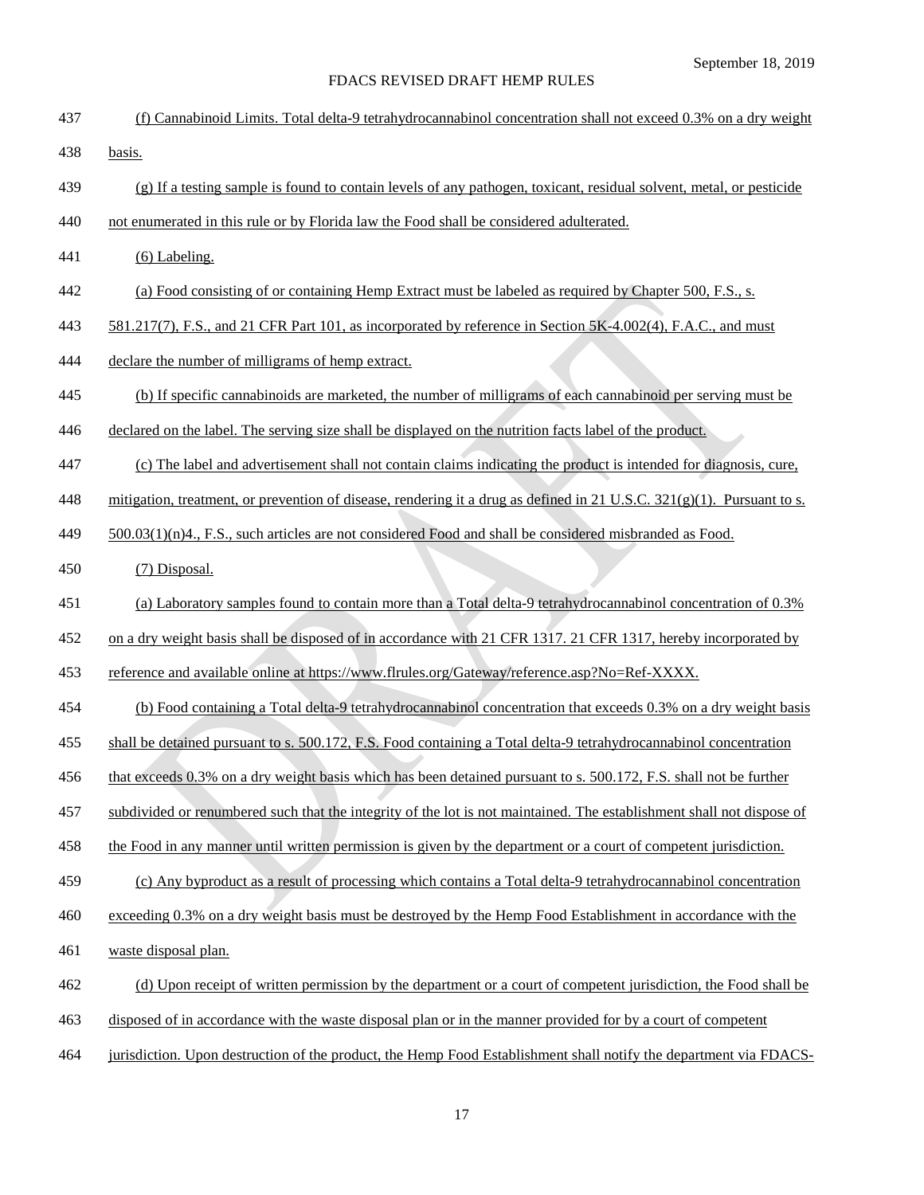(f) Cannabinoid Limits. Total delta-9 tetrahydrocannabinol concentration shall not exceed 0.3% on a dry weight basis.

(g) If a testing sample is found to contain levels of any pathogen, toxicant, residual solvent, metal, or pesticide not enumerated in this rule or by Florida law the Food shall be considered adulterated.

(6) Labeling.

(a) Food consisting of or containing Hemp Extract must be labeled as required by Chapter 500, F.S., s. 581.217(7), F.S., and 21 CFR Part 101, as incorporated by reference in Section 5K-4.002(4), F.A.C., and must declare the number of milligrams of hemp extract.

(b) If specific cannabinoids are marketed, the number of milligrams of each cannabinoid per serving must be declared on the label. The serving size shall be displayed on the nutrition facts label of the product.

(c) The label and advertisement shall not contain claims indicating the product is intended for diagnosis, cure, mitigation, treatment, or prevention of disease, rendering it a drug as defined in 21 U.S.C. 321(g)(1). Pursuant to s. 500.03(1)(n)4., F.S., such articles are not considered Food and shall be considered misbranded as Food.

(7) Disposal.

(a) Laboratory samples found to contain more than a Total delta-9 tetrahydrocannabinol concentration of 0.3% on a dry weight basis shall be disposed of in accordance with 21 CFR 1317. 21 CFR 1317, hereby incorporated by reference and available online at https://www.flrules.org/Gateway/reference.asp?No=Ref-XXXX.

(b) Food containing a Total delta-9 tetrahydrocannabinol concentration that exceeds 0.3% on a dry weight basis shall be detained pursuant to s. 500.172, F.S. Food containing a Total delta-9 tetrahydrocannabinol concentration that exceeds 0.3% on a dry weight basis which has been detained pursuant to s. 500.172, F.S. shall not be further subdivided or renumbered such that the integrity of the lot is not maintained. The establishment shall not dispose of the Food in any manner until written permission is given by the department or a court of competent jurisdiction.

(c) Any byproduct as a result of processing which contains a Total delta-9 tetrahydrocannabinol concentration exceeding 0.3% on a dry weight basis must be destroyed by the Hemp Food Establishment in accordance with the waste disposal plan.

(d) Upon receipt of written permission by the department or a court of competent jurisdiction, the Food shall be disposed of in accordance with the waste disposal plan or in the manner provided for by a court of competent jurisdiction. Upon destruction of the product, the Hemp Food Establishment shall notify the department via FDACS-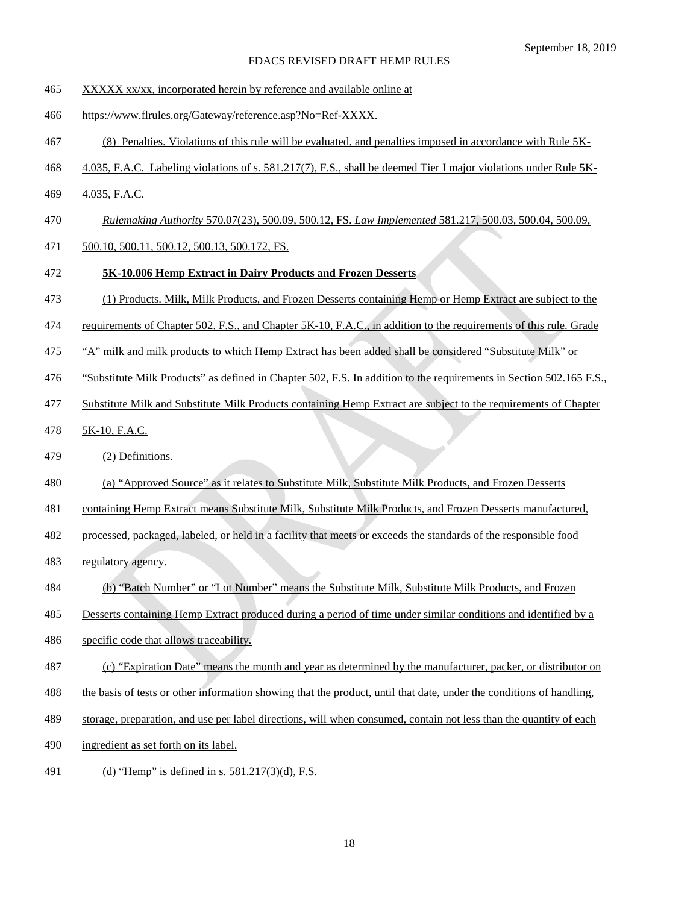XXXXX xx/xx, incorporated herein by reference and available online at https://www.flrules.org/Gateway/reference.asp?No=Ref-XXXX.

(8) Penalties. Violations of this rule will be evaluated, and penalties imposed in accordance with Rule 5K-4.035, F.A.C. Labeling violations of s. 581.217(7), F.S., shall be deemed Tier I major violations under Rule 5K-4.035, F.A.C.

*Rulemaking Authority* 570.07(23), 500.09, 500.12, FS. *Law Implemented* 581.217, 500.03, 500.04, 500.09, 500.10, 500.11, 500.12, 500.13, 500.172, FS.

**5K-10.006 Hemp Extract in Dairy Products and Frozen Desserts**

(1) Products. Milk, Milk Products, and Frozen Desserts containing Hemp or Hemp Extract are subject to the requirements of Chapter 502, F.S., and Chapter 5K-10, F.A.C., in addition to the requirements of this rule. Grade "A" milk and milk products to which Hemp Extract has been added shall be considered "Substitute Milk" or "Substitute Milk Products" as defined in Chapter 502, F.S. In addition to the requirements in Section 502.165 F.S., Substitute Milk and Substitute Milk Products containing Hemp Extract are subject to the requirements of Chapter 5K-10, F.A.C.

(2) Definitions.

(a) "Approved Source" as it relates to Substitute Milk, Substitute Milk Products, and Frozen Desserts containing Hemp Extract means Substitute Milk, Substitute Milk Products, and Frozen Desserts manufactured, processed, packaged, labeled, or held in a facility that meets or exceeds the standards of the responsible food regulatory agency.

(b) "Batch Number" or "Lot Number" means the Substitute Milk, Substitute Milk Products, and Frozen Desserts containing Hemp Extract produced during a period of time under similar conditions and identified by a specific code that allows traceability.

(c) "Expiration Date" means the month and year as determined by the manufacturer, packer, or distributor on the basis of tests or other information showing that the product, until that date, under the conditions of handling, storage, preparation, and use per label directions, will when consumed, contain not less than the quantity of each ingredient as set forth on its label.

(d) "Hemp" is defined in s. 581.217(3)(d), F.S.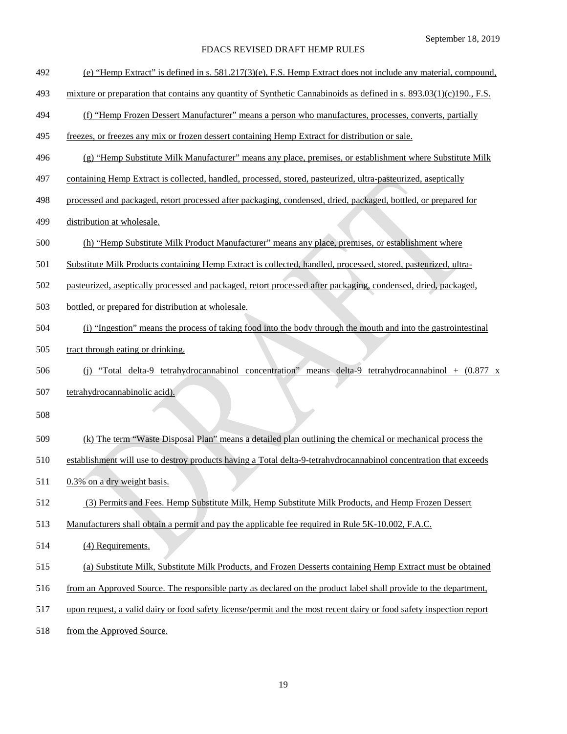(e) “Hemp Extract” is defined in s. 581.217(3)(e), F.S. Hemp Extract does not include any material, compound, mixture or preparation that contains any quantity of Synthetic Cannabinoids as defined in s. 893.03(1)(c)190., F.S.

(f) “Hemp Frozen Dessert Manufacturer” means a person who manufactures, processes, converts, partially freezes, or freezes any mix or frozen dessert containing Hemp Extract for distribution or sale.

(g) “Hemp Substitute Milk Manufacturer” means any place, premises, or establishment where Substitute Milk containing Hemp Extract is collected, handled, processed, stored, pasteurized, ultra-pasteurized, aseptically processed and packaged, retort processed after packaging, condensed, dried, packaged, bottled, or prepared for distribution at wholesale.

(h) “Hemp Substitute Milk Product Manufacturer” means any place, premises, or establishment where Substitute Milk Products containing Hemp Extract is collected, handled, processed, stored, pasteurized, ultra-pasteurized, aseptically processed and packaged, retort processed after packaging, condensed, dried, packaged, bottled, or prepared for distribution at wholesale.

(i) “Ingestion” means the process of taking food into the body through the mouth and into the gastrointestinal tract through eating or drinking.

(j) “Total delta-9 tetrahydrocannabinol concentration” means delta-9 tetrahydrocannabinol + (0.877 x tetrahydrocannabinolic acid).

(k) The term “Waste Disposal Plan” means a detailed plan outlining the chemical or mechanical process the establishment will use to destroy products having a Total delta-9-tetrahydrocannabinol concentration that exceeds 0.3% on a dry weight basis.

(3) Permits and Fees. Hemp Substitute Milk, Hemp Substitute Milk Products, and Hemp Frozen Dessert Manufacturers shall obtain a permit and pay the applicable fee required in Rule 5K-10.002, F.A.C.

(4) Requirements.

(a) Substitute Milk, Substitute Milk Products, and Frozen Desserts containing Hemp Extract must be obtained from an Approved Source. The responsible party as declared on the product label shall provide to the department, upon request, a valid dairy or food safety license/permit and the most recent dairy or food safety inspection report from the Approved Source.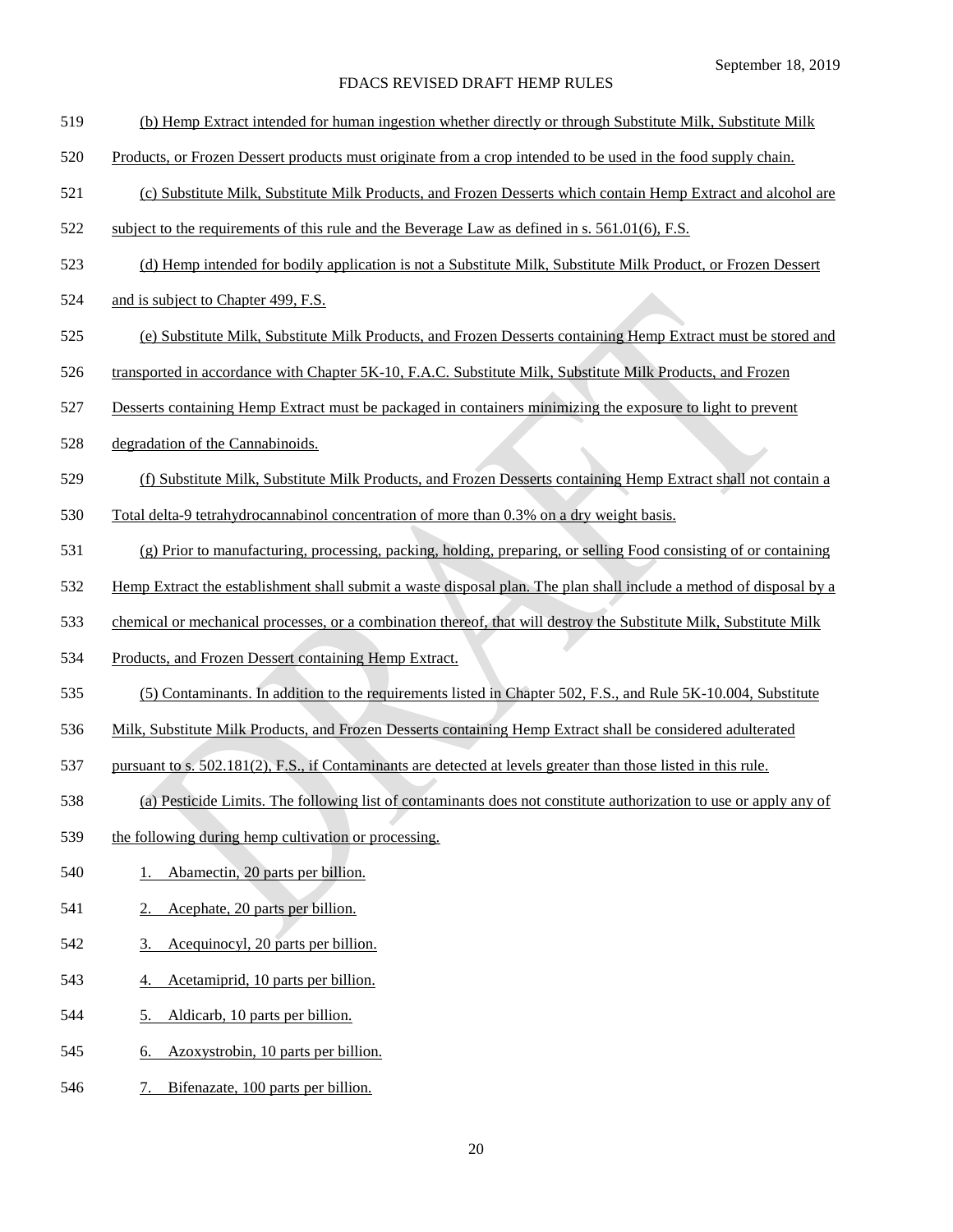(b) Hemp Extract intended for human ingestion whether directly or through Substitute Milk, Substitute Milk Products, or Frozen Dessert products must originate from a crop intended to be used in the food supply chain.

(c) Substitute Milk, Substitute Milk Products, and Frozen Desserts which contain Hemp Extract and alcohol are subject to the requirements of this rule and the Beverage Law as defined in s. 561.01(6), F.S.

(d) Hemp intended for bodily application is not a Substitute Milk, Substitute Milk Product, or Frozen Dessert and is subject to Chapter 499, F.S.

(e) Substitute Milk, Substitute Milk Products, and Frozen Desserts containing Hemp Extract must be stored and transported in accordance with Chapter 5K-10, F.A.C. Substitute Milk, Substitute Milk Products, and Frozen Desserts containing Hemp Extract must be packaged in containers minimizing the exposure to light to prevent degradation of the Cannabinoids.

(f) Substitute Milk, Substitute Milk Products, and Frozen Desserts containing Hemp Extract shall not contain a Total delta-9 tetrahydrocannabinol concentration of more than 0.3% on a dry weight basis.

(g) Prior to manufacturing, processing, packing, holding, preparing, or selling Food consisting of or containing Hemp Extract the establishment shall submit a waste disposal plan. The plan shall include a method of disposal by a chemical or mechanical processes, or a combination thereof, that will destroy the Substitute Milk, Substitute Milk Products, and Frozen Dessert containing Hemp Extract.

(5) Contaminants. In addition to the requirements listed in Chapter 502, F.S., and Rule 5K-10.004, Substitute Milk, Substitute Milk Products, and Frozen Desserts containing Hemp Extract shall be considered adulterated pursuant to s. 502.181(2), F.S., if Contaminants are detected at levels greater than those listed in this rule.

(a) Pesticide Limits. The following list of contaminants does not constitute authorization to use or apply any of the following during hemp cultivation or processing.

1. Abamectin, 20 parts per billion.
2. Acephate, 20 parts per billion.
3. Acequinocyl, 20 parts per billion.
4. Acetamiprid, 10 parts per billion.
5. Aldicarb, 10 parts per billion.
6. Azoxystrobin, 10 parts per billion.
7. Bifenazate, 100 parts per billion.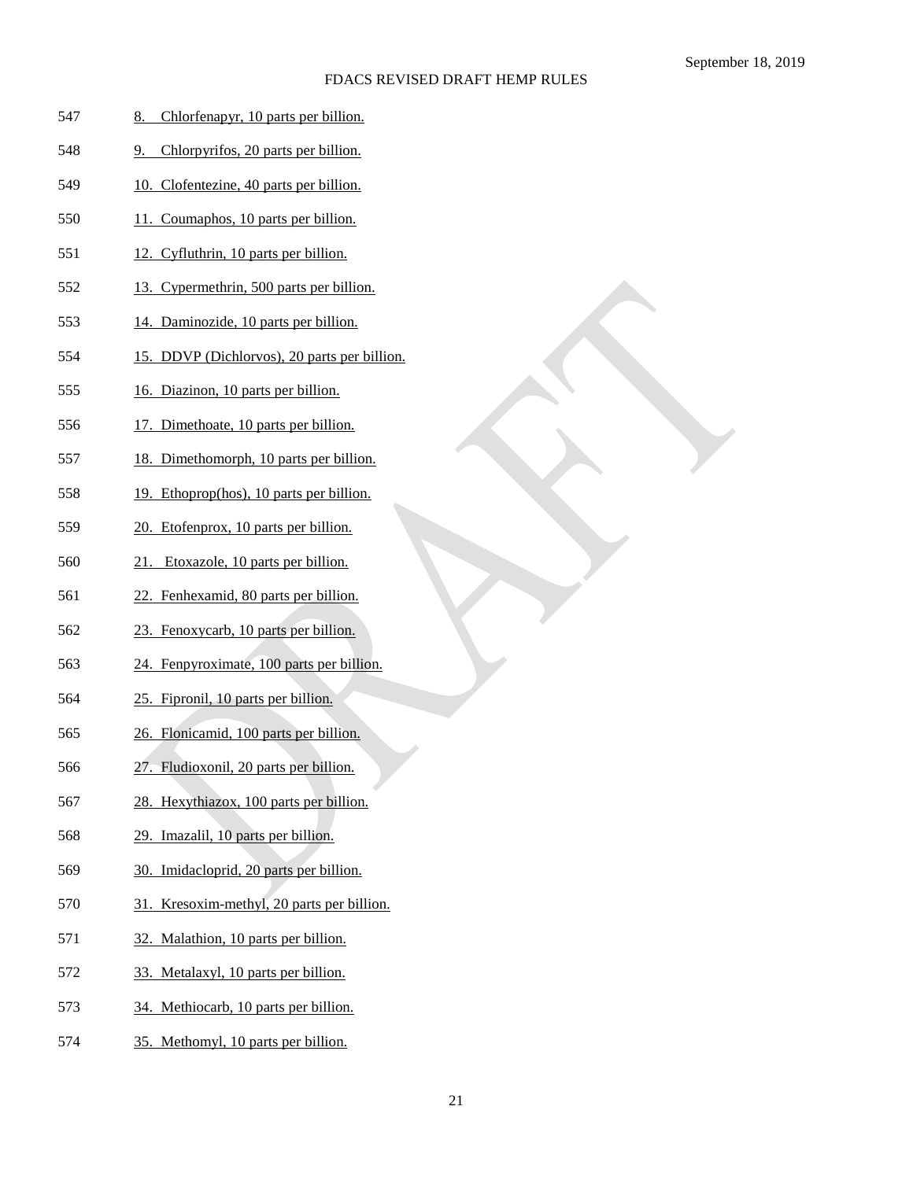547 8. Chlorfenapyr, 10 parts per billion.

548 9. Chlorpyrifos, 20 parts per billion.

549 10. Clofentezine, 40 parts per billion.

550 11. Coumaphos, 10 parts per billion.

551 12. Cyfluthrin, 10 parts per billion.

552 13. Cypermethrin, 500 parts per billion.

553 14. Daminozide, 10 parts per billion.

554 15. DDVP (Dichlorvos), 20 parts per billion.

555 16. Diazinon, 10 parts per billion.

556 17. Dimethoate, 10 parts per billion.

557 18. Dimethomorph, 10 parts per billion.

558 19. Ethoprop(hos), 10 parts per billion.

559 20. Etofenprox, 10 parts per billion.

560 21. Etoxazole, 10 parts per billion.

561 22. Fenhexamid, 80 parts per billion.

562 23. Fenoxycarb, 10 parts per billion.

563 24. Fenpyroximate, 100 parts per billion.

564 25. Fipronil, 10 parts per billion.

565 26. Flonicamid, 100 parts per billion.

566 27. Fludioxonil, 20 parts per billion.

567 28. Hexythiazox, 100 parts per billion.

568 29. Imazalil, 10 parts per billion.

569 30. Imidacloprid, 20 parts per billion.

570 31. Kresoxim-methyl, 20 parts per billion.

571 32. Malathion, 10 parts per billion.

572 33. Metalaxyl, 10 parts per billion.

573 34. Methiocarb, 10 parts per billion.

574 35. Methomyl, 10 parts per billion.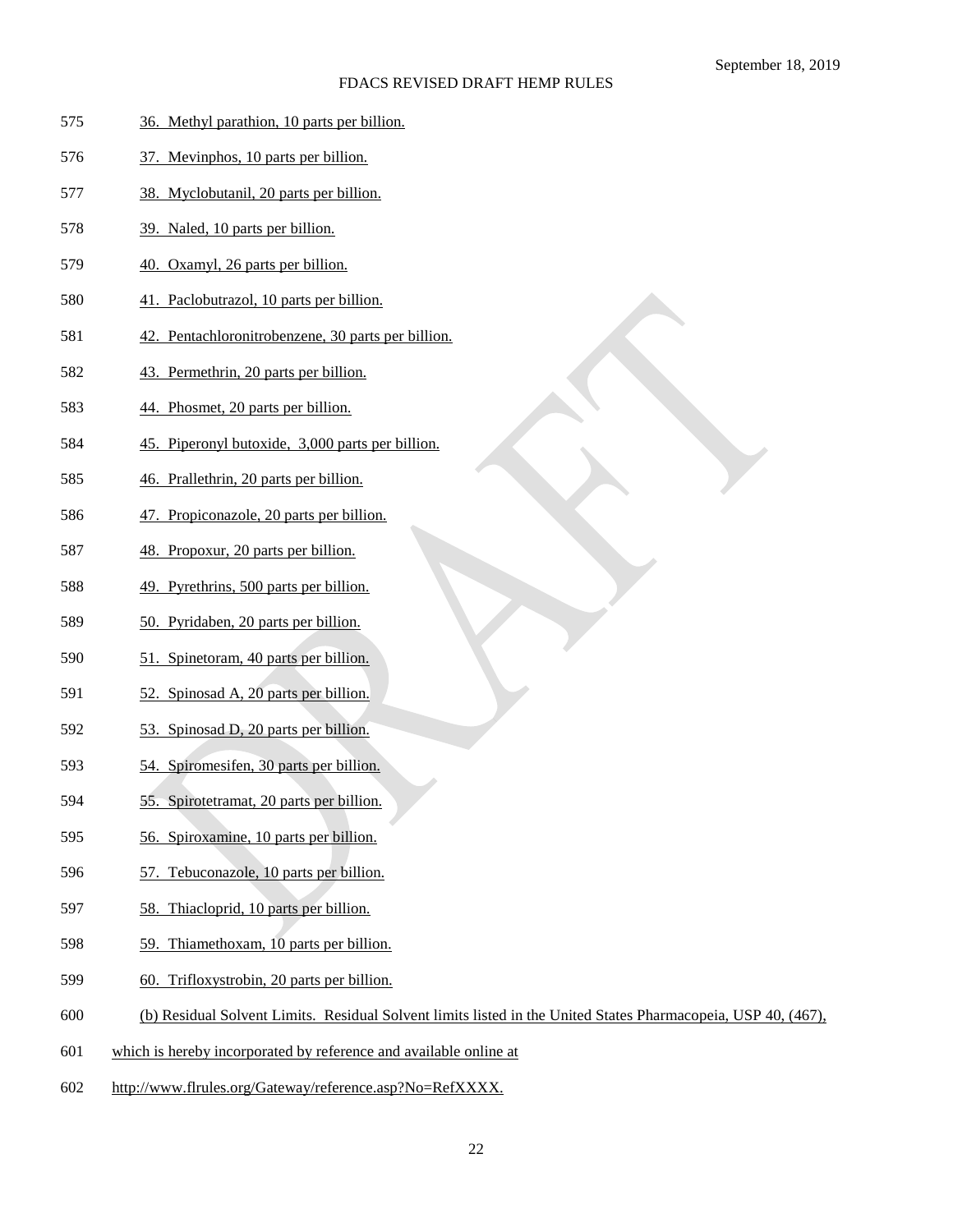36. Methyl parathion, 10 parts per billion.

37. Mevinphos, 10 parts per billion.

38. Myclobutanil, 20 parts per billion.

39. Naled, 10 parts per billion.

40. Oxamyl, 26 parts per billion.

41. Paclobutrazol, 10 parts per billion.

42. Pentachloronitrobenzene, 30 parts per billion.

43. Permethrin, 20 parts per billion.

44. Phosmet, 20 parts per billion.

45. Piperonyl butoxide, 3,000 parts per billion.

46. Prallethrin, 20 parts per billion.

47. Propiconazole, 20 parts per billion.

48. Propoxur, 20 parts per billion.

49. Pyrethrins, 500 parts per billion.

50. Pyridaben, 20 parts per billion.

51. Spinetoram, 40 parts per billion.

52. Spinosad A, 20 parts per billion.

53. Spinosad D, 20 parts per billion.

54. Spiromesifen, 30 parts per billion.

55. Spirotetramat, 20 parts per billion.

56. Spiroxamine, 10 parts per billion.

57. Tebuconazole, 10 parts per billion.

58. Thiacloprid, 10 parts per billion.

59. Thiamethoxam, 10 parts per billion.

60. Trifloxystrobin, 20 parts per billion.

(b) Residual Solvent Limits. Residual Solvent limits listed in the United States Pharmacopeia, USP 40, (467), which is hereby incorporated by reference and available online at http://www.flrules.org/Gateway/reference.asp?No=RefXXXX.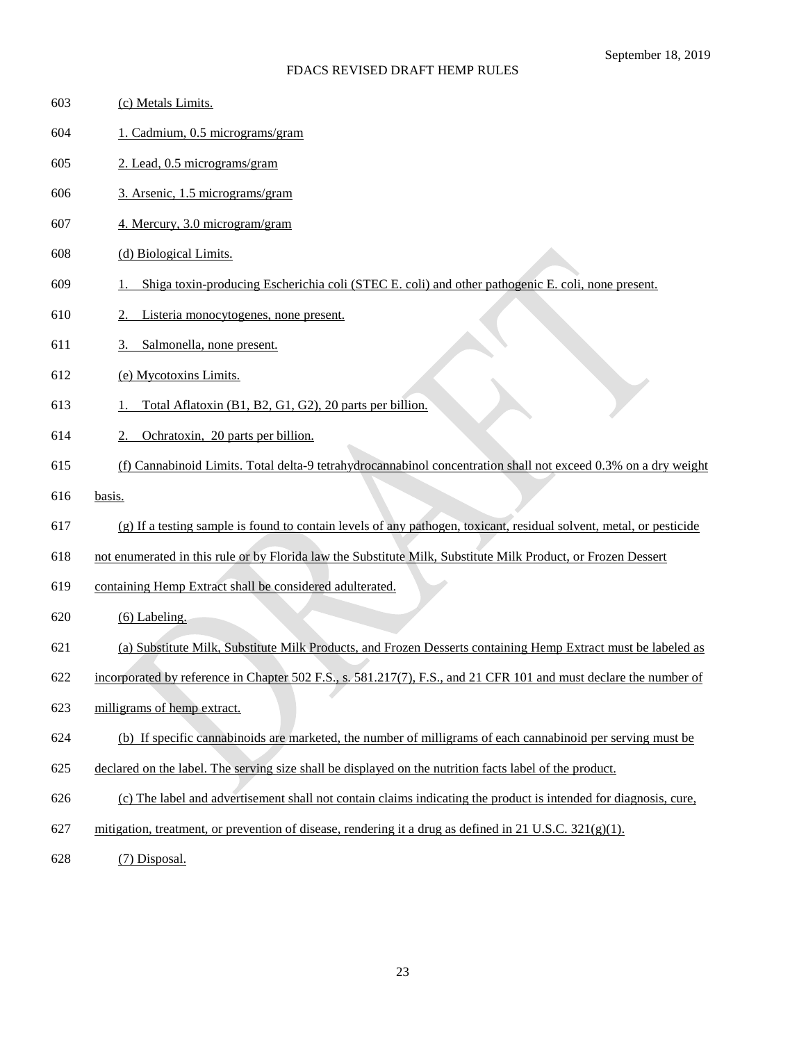(c) Metals Limits.

1. Cadmium, 0.5 micrograms/gram

2. Lead, 0.5 micrograms/gram

3. Arsenic, 1.5 micrograms/gram

4. Mercury, 3.0 microgram/gram

(d) Biological Limits.

1. Shiga toxin-producing Escherichia coli (STEC E. coli) and other pathogenic E. coli, none present.

2. Listeria monocytogenes, none present.

3. Salmonella, none present.

(e) Mycotoxins Limits.

1. Total Aflatoxin (B1, B2, G1, G2), 20 parts per billion.

2. Ochratoxin, 20 parts per billion.

(f) Cannabinoid Limits. Total delta-9 tetrahydrocannabinol concentration shall not exceed 0.3% on a dry weight basis.

(g) If a testing sample is found to contain levels of any pathogen, toxicant, residual solvent, metal, or pesticide not enumerated in this rule or by Florida law the Substitute Milk, Substitute Milk Product, or Frozen Dessert containing Hemp Extract shall be considered adulterated.

(6) Labeling.

(a) Substitute Milk, Substitute Milk Products, and Frozen Desserts containing Hemp Extract must be labeled as incorporated by reference in Chapter 502 F.S., s. 581.217(7), F.S., and 21 CFR 101 and must declare the number of milligrams of hemp extract.

(b) If specific cannabinoids are marketed, the number of milligrams of each cannabinoid per serving must be declared on the label. The serving size shall be displayed on the nutrition facts label of the product.

(c) The label and advertisement shall not contain claims indicating the product is intended for diagnosis, cure, mitigation, treatment, or prevention of disease, rendering it a drug as defined in 21 U.S.C. 321(g)(1).

(7) Disposal.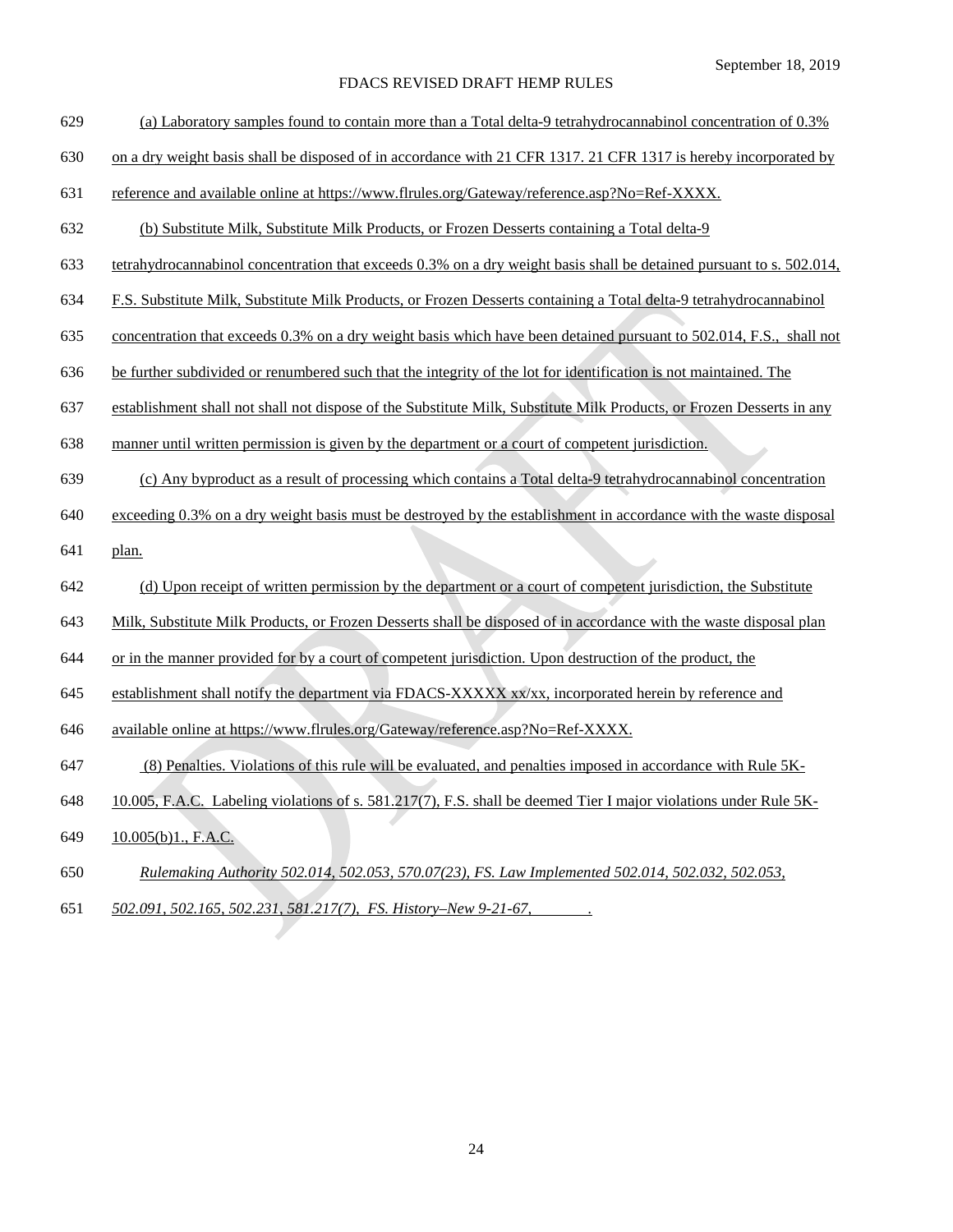(a) Laboratory samples found to contain more than a Total delta-9 tetrahydrocannabinol concentration of 0.3% on a dry weight basis shall be disposed of in accordance with 21 CFR 1317. 21 CFR 1317 is hereby incorporated by reference and available online at https://www.flrules.org/Gateway/reference.asp?No=Ref-XXXX.

(b) Substitute Milk, Substitute Milk Products, or Frozen Desserts containing a Total delta-9 tetrahydrocannabinol concentration that exceeds 0.3% on a dry weight basis shall be detained pursuant to s. 502.014, F.S. Substitute Milk, Substitute Milk Products, or Frozen Desserts containing a Total delta-9 tetrahydrocannabinol concentration that exceeds 0.3% on a dry weight basis which have been detained pursuant to 502.014, F.S., shall not be further subdivided or renumbered such that the integrity of the lot for identification is not maintained. The establishment shall not shall not dispose of the Substitute Milk, Substitute Milk Products, or Frozen Desserts in any manner until written permission is given by the department or a court of competent jurisdiction.

(c) Any byproduct as a result of processing which contains a Total delta-9 tetrahydrocannabinol concentration exceeding 0.3% on a dry weight basis must be destroyed by the establishment in accordance with the waste disposal plan.

(d) Upon receipt of written permission by the department or a court of competent jurisdiction, the Substitute Milk, Substitute Milk Products, or Frozen Desserts shall be disposed of in accordance with the waste disposal plan or in the manner provided for by a court of competent jurisdiction. Upon destruction of the product, the establishment shall notify the department via FDACS-XXXXX xx/xx, incorporated herein by reference and available online at https://www.flrules.org/Gateway/reference.asp?No=Ref-XXXX.

(8) Penalties. Violations of this rule will be evaluated, and penalties imposed in accordance with Rule 5K-10.005, F.A.C. Labeling violations of s. 581.217(7), F.S. shall be deemed Tier I major violations under Rule 5K-10.005(b)1., F.A.C.

*Rulemaking Authority 502.014, 502.053, 570.07(23), FS. Law Implemented 502.014, 502.032, 502.053, 502.091, 502.165, 502.231, 581.217(7), FS. History–New 9-21-67, .*